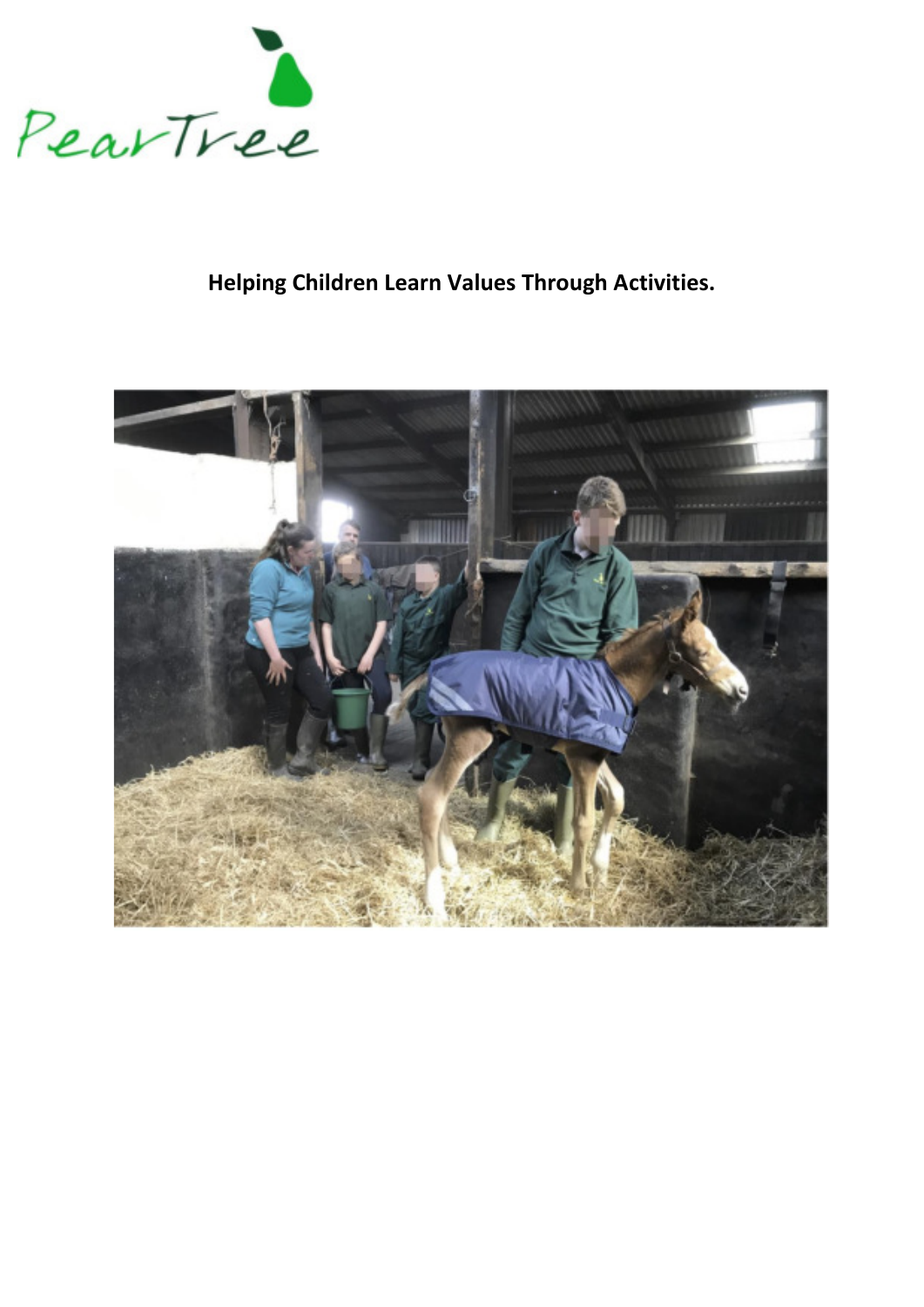PearTree

**Helping Children Learn Values Through Activities.**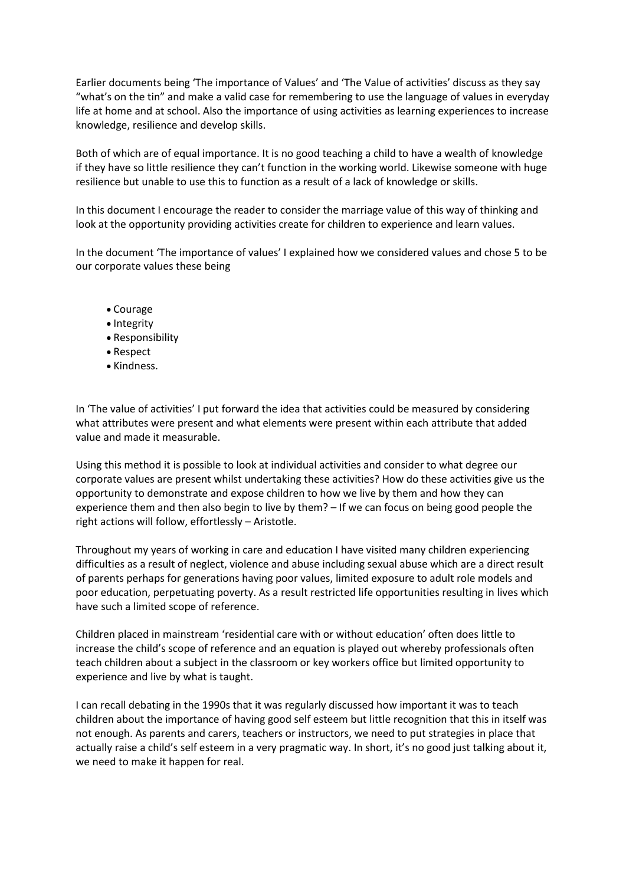Earlier documents being 'The importance of Values' and 'The Value of activities' discuss as they say "what's on the tin" and make a valid case for remembering to use the language of values in everyday life at home and at school. Also the importance of using activities as learning experiences to increase knowledge, resilience and develop skills.

Both of which are of equal importance. It is no good teaching a child to have a wealth of knowledge if they have so little resilience they can't function in the working world. Likewise someone with huge resilience but unable to use this to function as a result of a lack of knowledge or skills.

In this document I encourage the reader to consider the marriage value of this way of thinking and look at the opportunity providing activities create for children to experience and learn values.

In the document 'The importance of values' I explained how we considered values and chose 5 to be our corporate values these being

- Courage
- Integrity
- Responsibility
- Respect
- Kindness.

In 'The value of activities' I put forward the idea that activities could be measured by considering what attributes were present and what elements were present within each attribute that added value and made it measurable.

Using this method it is possible to look at individual activities and consider to what degree our corporate values are present whilst undertaking these activities? How do these activities give us the opportunity to demonstrate and expose children to how we live by them and how they can experience them and then also begin to live by them? – If we can focus on being good people the right actions will follow, effortlessly – Aristotle.

Throughout my years of working in care and education I have visited many children experiencing difficulties as a result of neglect, violence and abuse including sexual abuse which are a direct result of parents perhaps for generations having poor values, limited exposure to adult role models and poor education, perpetuating poverty. As a result restricted life opportunities resulting in lives which have such a limited scope of reference.

Children placed in mainstream 'residential care with or without education' often does little to increase the child's scope of reference and an equation is played out whereby professionals often teach children about a subject in the classroom or key workers office but limited opportunity to experience and live by what is taught.

I can recall debating in the 1990s that it was regularly discussed how important it was to teach children about the importance of having good self esteem but little recognition that this in itself was not enough. As parents and carers, teachers or instructors, we need to put strategies in place that actually raise a child's self esteem in a very pragmatic way. In short, it's no good just talking about it, we need to make it happen for real.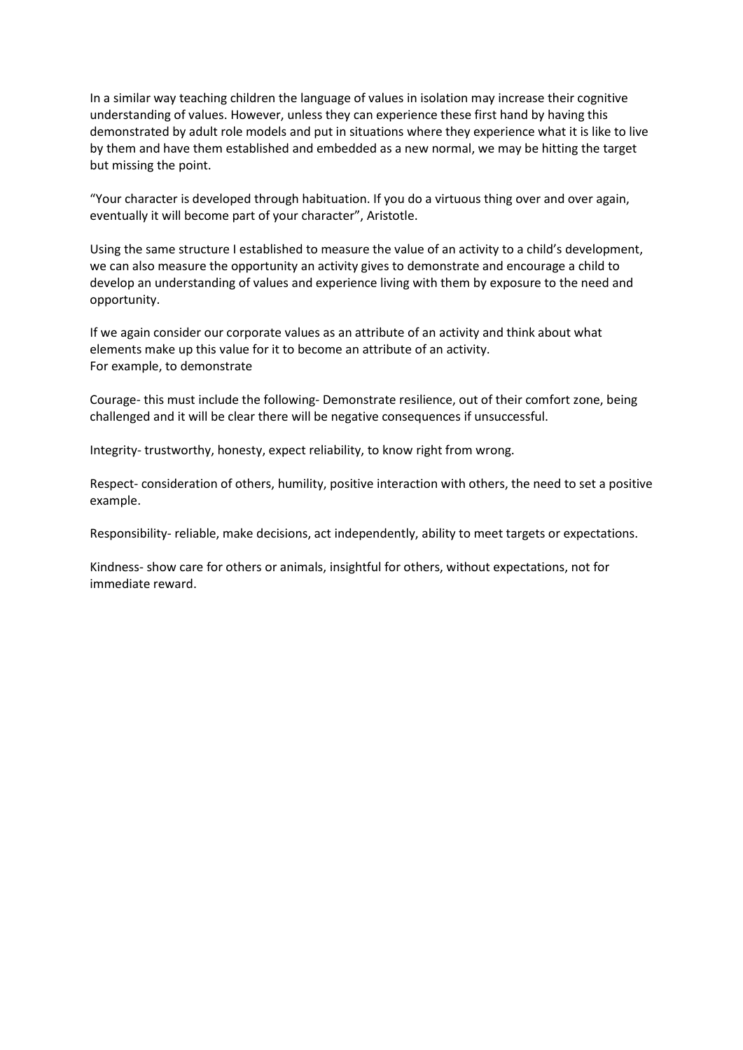In a similar way teaching children the language of values in isolation may increase their cognitive understanding of values. However, unless they can experience these first hand by having this demonstrated by adult role models and put in situations where they experience what it is like to live by them and have them established and embedded as a new normal, we may be hitting the target but missing the point.

"Your character is developed through habituation. If you do a virtuous thing over and over again, eventually it will become part of your character", Aristotle.

Using the same structure I established to measure the value of an activity to a child's development, we can also measure the opportunity an activity gives to demonstrate and encourage a child to develop an understanding of values and experience living with them by exposure to the need and opportunity.

If we again consider our corporate values as an attribute of an activity and think about what elements make up this value for it to become an attribute of an activity.
For example, to demonstrate

Courage- this must include the following- Demonstrate resilience, out of their comfort zone, being challenged and it will be clear there will be negative consequences if unsuccessful.

Integrity- trustworthy, honesty, expect reliability, to know right from wrong.

Respect- consideration of others, humility, positive interaction with others, the need to set a positive example.

Responsibility- reliable, make decisions, act independently, ability to meet targets or expectations.

Kindness- show care for others or animals, insightful for others, without expectations, not for immediate reward.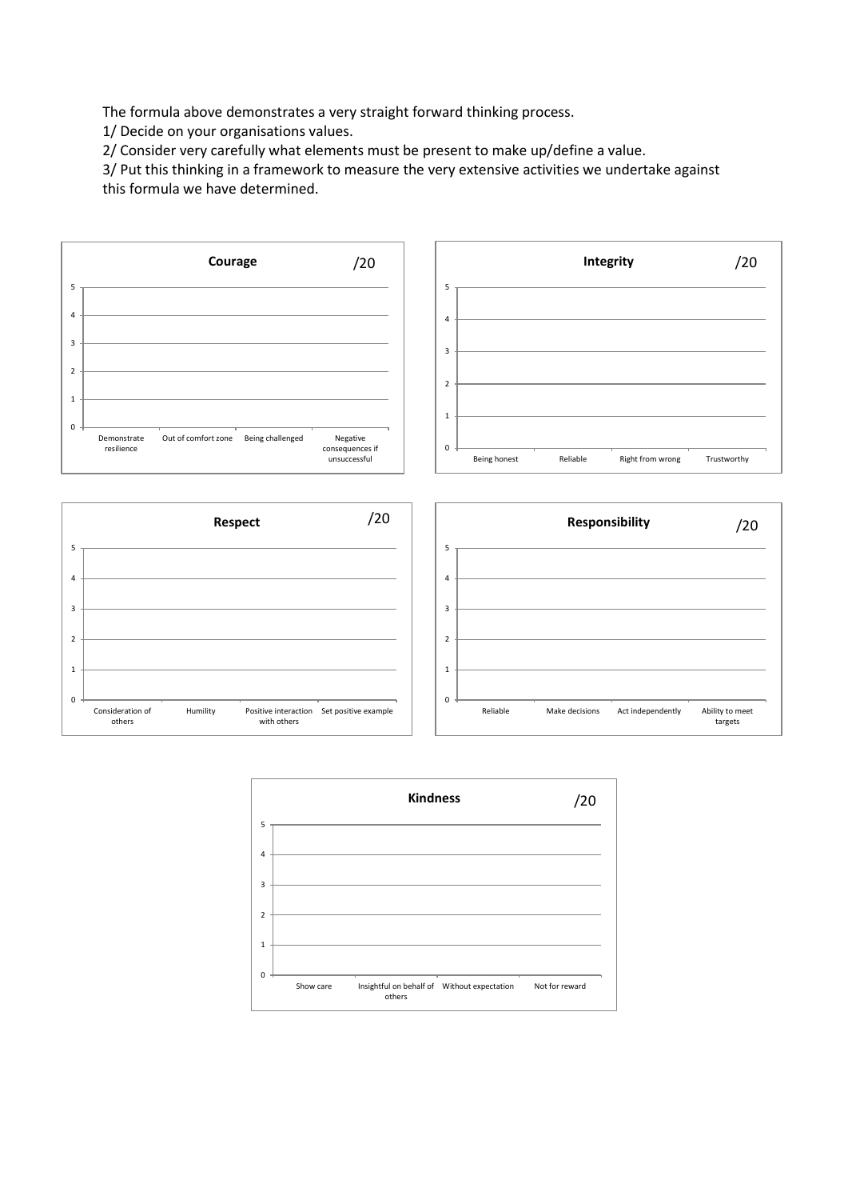The formula above demonstrates a very straight forward thinking process.

1/ Decide on your organisations values.

2/ Consider very carefully what elements must be present to make up/define a value.

3/ Put this thinking in a framework to measure the very extensive activities we undertake against this formula we have determined.

**Courage** /20

| | Demonstrate resilience | Out of comfort zone | Being challenged | Negative consequences if unsuccessful |
|---|---|---|---|---|
| Score (0–5) | | | | |

**Integrity** /20

| | Being honest | Reliable | Right from wrong | Trustworthy |
|---|---|---|---|---|
| Score (0–5) | | | | |

**Respect** /20

| | Consideration of others | Humility | Positive interaction with others | Set positive example |
|---|---|---|---|---|
| Score (0–5) | | | | |

**Responsibility** /20

| | Reliable | Make decisions | Act independently | Ability to meet targets |
|---|---|---|---|---|
| Score (0–5) | | | | |

**Kindness** /20

| | Show care | Insightful on behalf of others | Without expectation | Not for reward |
|---|---|---|---|---|
| Score (0–5) | | | | |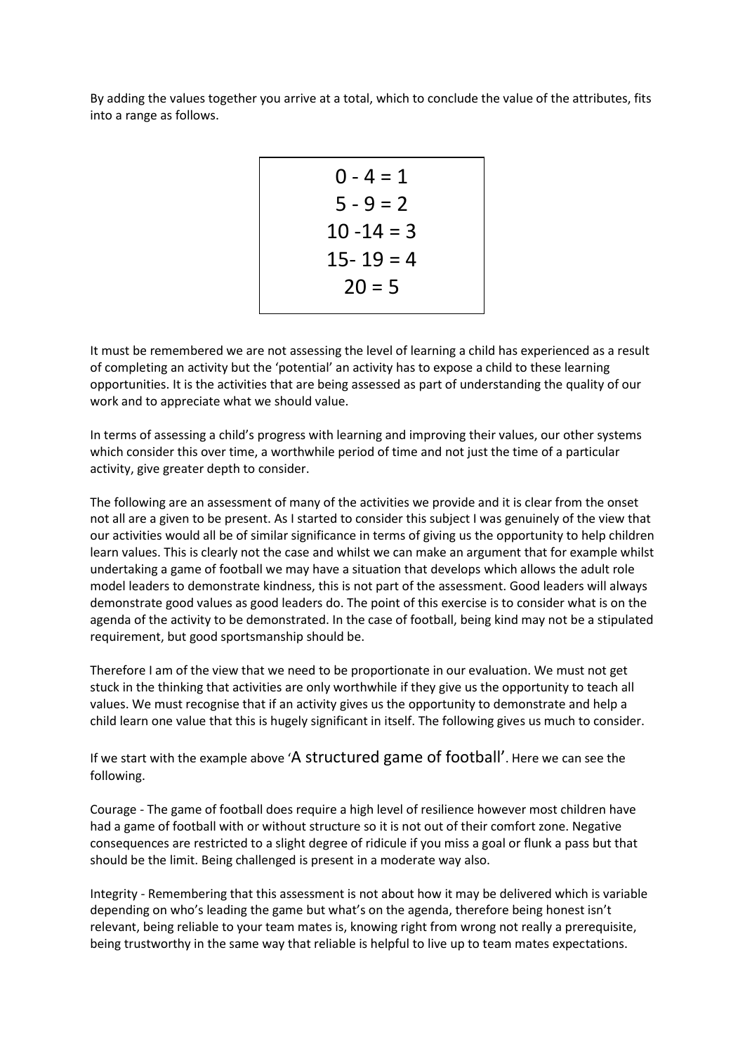By adding the values together you arrive at a total, which to conclude the value of the attributes, fits into a range as follows.

```
0 - 4 = 1
5 - 9 = 2
10 -14 = 3
15- 19 = 4
20 = 5
```

It must be remembered we are not assessing the level of learning a child has experienced as a result of completing an activity but the 'potential' an activity has to expose a child to these learning opportunities. It is the activities that are being assessed as part of understanding the quality of our work and to appreciate what we should value.

In terms of assessing a child's progress with learning and improving their values, our other systems which consider this over time, a worthwhile period of time and not just the time of a particular activity, give greater depth to consider.

The following are an assessment of many of the activities we provide and it is clear from the onset not all are a given to be present. As I started to consider this subject I was genuinely of the view that our activities would all be of similar significance in terms of giving us the opportunity to help children learn values. This is clearly not the case and whilst we can make an argument that for example whilst undertaking a game of football we may have a situation that develops which allows the adult role model leaders to demonstrate kindness, this is not part of the assessment. Good leaders will always demonstrate good values as good leaders do. The point of this exercise is to consider what is on the agenda of the activity to be demonstrated. In the case of football, being kind may not be a stipulated requirement, but good sportsmanship should be.

Therefore I am of the view that we need to be proportionate in our evaluation. We must not get stuck in the thinking that activities are only worthwhile if they give us the opportunity to teach all values. We must recognise that if an activity gives us the opportunity to demonstrate and help a child learn one value that this is hugely significant in itself. The following gives us much to consider.

If we start with the example above 'A structured game of football'. Here we can see the following.

Courage - The game of football does require a high level of resilience however most children have had a game of football with or without structure so it is not out of their comfort zone. Negative consequences are restricted to a slight degree of ridicule if you miss a goal or flunk a pass but that should be the limit. Being challenged is present in a moderate way also.

Integrity - Remembering that this assessment is not about how it may be delivered which is variable depending on who's leading the game but what's on the agenda, therefore being honest isn't relevant, being reliable to your team mates is, knowing right from wrong not really a prerequisite, being trustworthy in the same way that reliable is helpful to live up to team mates expectations.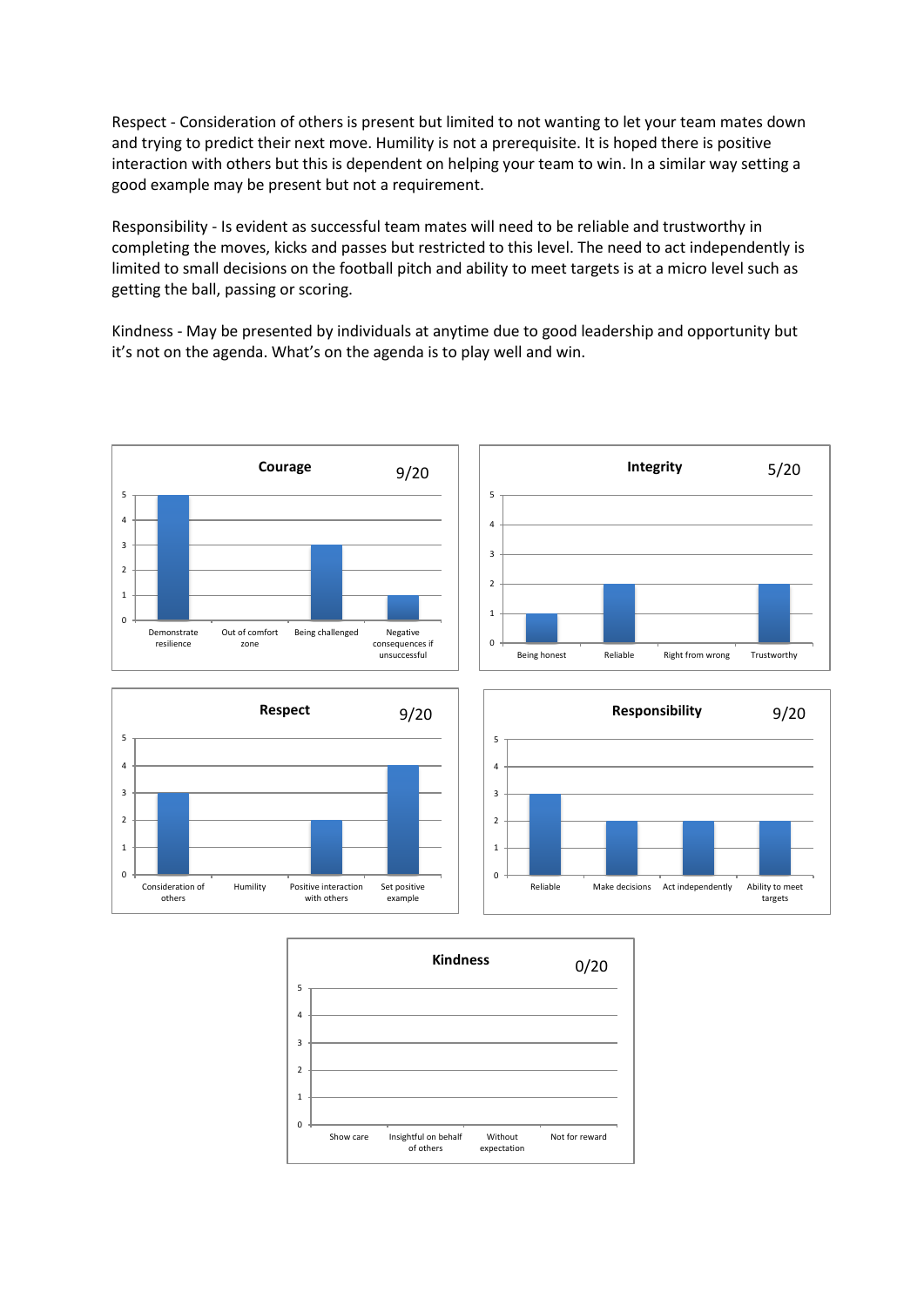Respect - Consideration of others is present but limited to not wanting to let your team mates down and trying to predict their next move. Humility is not a prerequisite. It is hoped there is positive interaction with others but this is dependent on helping your team to win. In a similar way setting a good example may be present but not a requirement.

Responsibility - Is evident as successful team mates will need to be reliable and trustworthy in completing the moves, kicks and passes but restricted to this level. The need to act independently is limited to small decisions on the football pitch and ability to meet targets is at a micro level such as getting the ball, passing or scoring.

Kindness - May be presented by individuals at anytime due to good leadership and opportunity but it's not on the agenda. What's on the agenda is to play well and win.

**Courage** 9/20

| Demonstrate resilience | Out of comfort zone | Being challenged | Negative consequences if unsuccessful |
|---|---|---|---|
| 5 | 0 | 3 | 1 |

**Integrity** 5/20

| Being honest | Reliable | Right from wrong | Trustworthy |
|---|---|---|---|
| 1 | 2 | 0 | 2 |

**Respect** 9/20

| Consideration of others | Humility | Positive interaction with others | Set positive example |
|---|---|---|---|
| 3 | 0 | 2 | 4 |

**Responsibility** 9/20

| Reliable | Make decisions | Act independently | Ability to meet targets |
|---|---|---|---|
| 3 | 2 | 2 | 2 |

**Kindness** 0/20

| Show care | Insightful on behalf of others | Without expectation | Not for reward |
|---|---|---|---|
| 0 | 0 | 0 | 0 |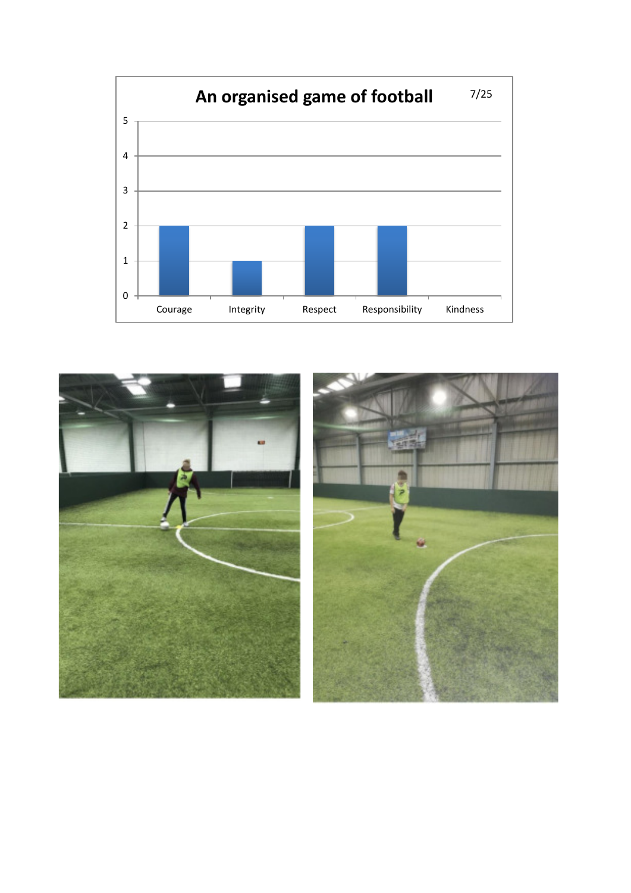## An organised game of football

7/25

| | Courage | Integrity | Respect | Responsibility | Kindness |
|---|---|---|---|---|---|
| Score | 2 | 1 | 2 | 2 | 0 |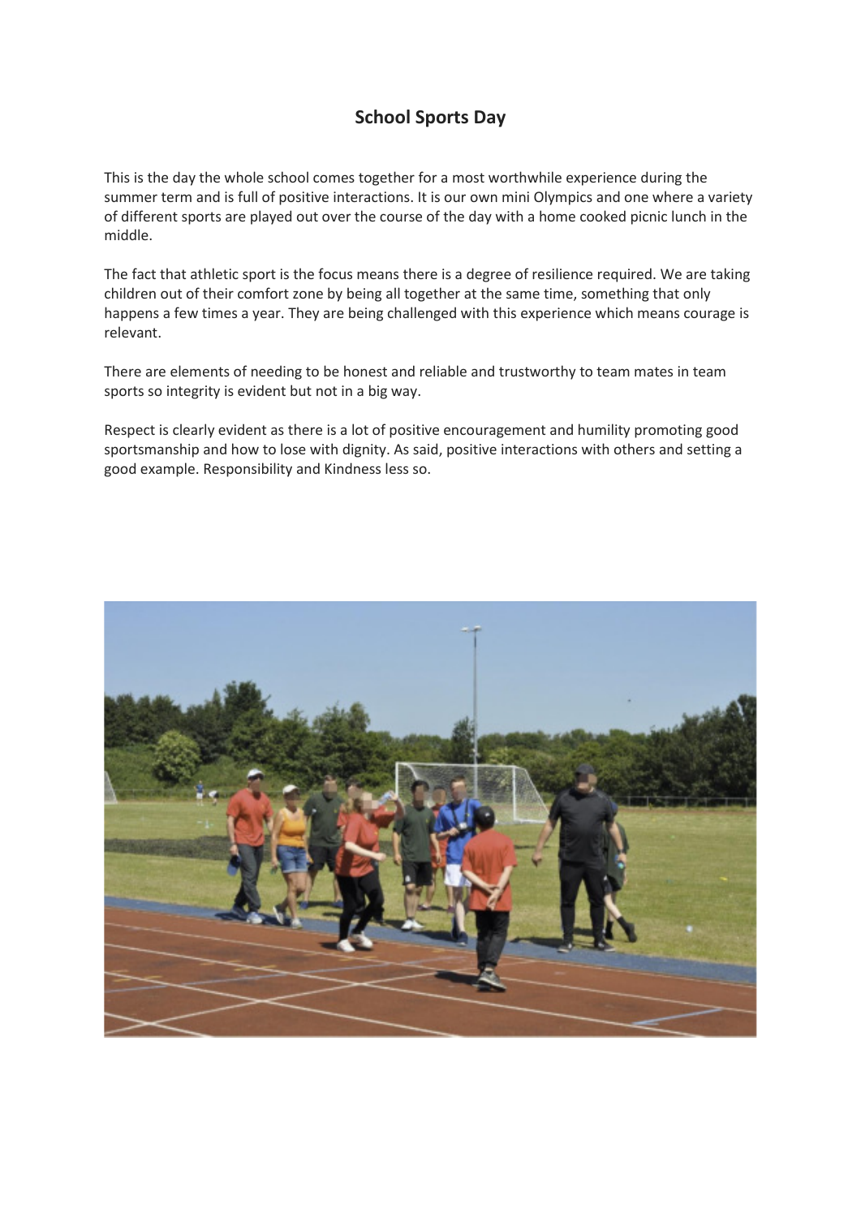# School Sports Day

This is the day the whole school comes together for a most worthwhile experience during the summer term and is full of positive interactions. It is our own mini Olympics and one where a variety of different sports are played out over the course of the day with a home cooked picnic lunch in the middle.

The fact that athletic sport is the focus means there is a degree of resilience required. We are taking children out of their comfort zone by being all together at the same time, something that only happens a few times a year. They are being challenged with this experience which means courage is relevant.

There are elements of needing to be honest and reliable and trustworthy to team mates in team sports so integrity is evident but not in a big way.

Respect is clearly evident as there is a lot of positive encouragement and humility promoting good sportsmanship and how to lose with dignity. As said, positive interactions with others and setting a good example. Responsibility and Kindness less so.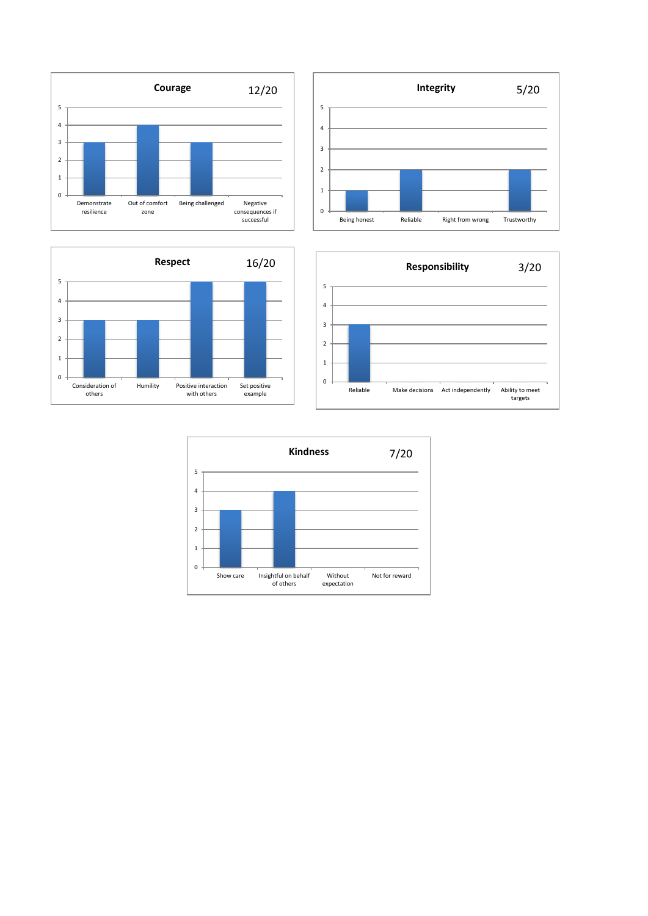## Courage 12/20

| Demonstrate resilience | Out of comfort zone | Being challenged | Negative consequences if successful |
|---|---|---|---|
| 3 | 4 | 3 | 0 |

## Integrity 5/20

| Being honest | Reliable | Right from wrong | Trustworthy |
|---|---|---|---|
| 1 | 2 | 0 | 2 |

## Respect 16/20

| Consideration of others | Humility | Positive interaction with others | Set positive example |
|---|---|---|---|
| 3 | 3 | 5 | 5 |

## Responsibility 3/20

| Reliable | Make decisions | Act independently | Ability to meet targets |
|---|---|---|---|
| 3 | 0 | 0 | 0 |

## Kindness 7/20

| Show care | Insightful on behalf of others | Without expectation | Not for reward |
|---|---|---|---|
| 3 | 4 | 0 | 0 |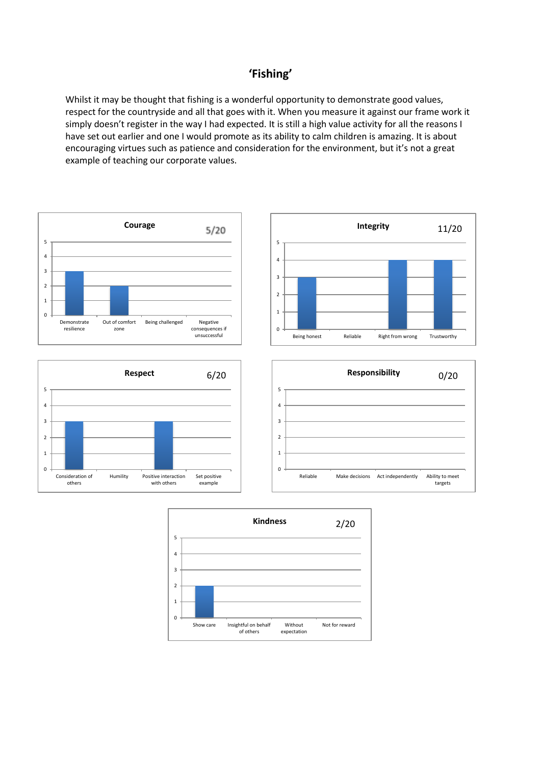# 'Fishing'

Whilst it may be thought that fishing is a wonderful opportunity to demonstrate good values, respect for the countryside and all that goes with it. When you measure it against our frame work it simply doesn't register in the way I had expected. It is still a high value activity for all the reasons I have set out earlier and one I would promote as its ability to calm children is amazing. It is about encouraging virtues such as patience and consideration for the environment, but it's not a great example of teaching our corporate values.

**Courage** 5/20

| Demonstrate resilience | Out of comfort zone | Being challenged | Negative consequences if unsuccessful |
|---|---|---|---|
| 3 | 2 | 0 | 0 |

**Integrity** 11/20

| Being honest | Reliable | Right from wrong | Trustworthy |
|---|---|---|---|
| 3 | 0 | 4 | 4 |

**Respect** 6/20

| Consideration of others | Humility | Positive interaction with others | Set positive example |
|---|---|---|---|
| 3 | 0 | 3 | 0 |

**Responsibility** 0/20

| Reliable | Make decisions | Act independently | Ability to meet targets |
|---|---|---|---|
| 0 | 0 | 0 | 0 |

**Kindness** 2/20

| Show care | Insightful on behalf of others | Without expectation | Not for reward |
|---|---|---|---|
| 2 | 0 | 0 | 0 |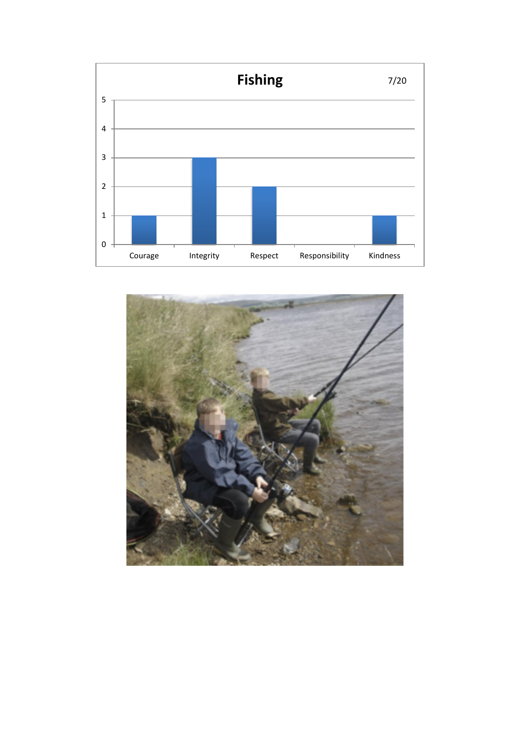## Fishing

7/20

| Value | Score |
| --- | --- |
| Courage | 1 |
| Integrity | 3 |
| Respect | 2 |
| Responsibility | 0 |
| Kindness | 1 |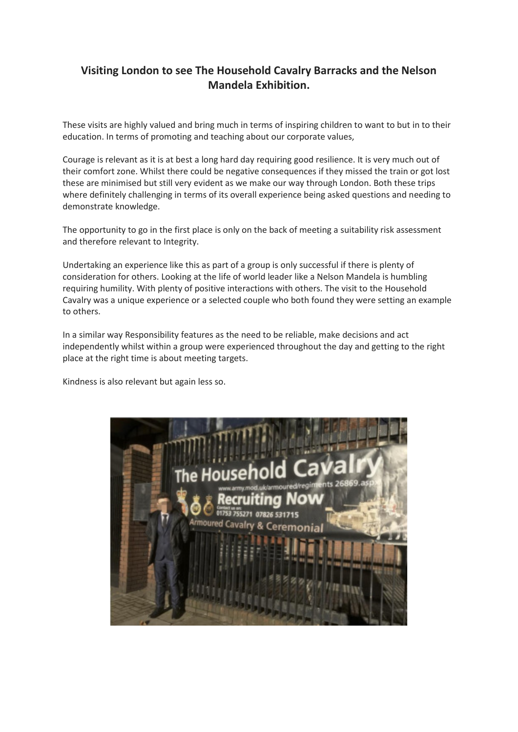## Visiting London to see The Household Cavalry Barracks and the Nelson Mandela Exhibition.

These visits are highly valued and bring much in terms of inspiring children to want to but in to their education. In terms of promoting and teaching about our corporate values,

Courage is relevant as it is at best a long hard day requiring good resilience. It is very much out of their comfort zone. Whilst there could be negative consequences if they missed the train or got lost these are minimised but still very evident as we make our way through London. Both these trips where definitely challenging in terms of its overall experience being asked questions and needing to demonstrate knowledge.

The opportunity to go in the first place is only on the back of meeting a suitability risk assessment and therefore relevant to Integrity.

Undertaking an experience like this as part of a group is only successful if there is plenty of consideration for others. Looking at the life of world leader like a Nelson Mandela is humbling requiring humility. With plenty of positive interactions with others. The visit to the Household Cavalry was a unique experience or a selected couple who both found they were setting an example to others.

In a similar way Responsibility features as the need to be reliable, make decisions and act independently whilst within a group were experienced throughout the day and getting to the right place at the right time is about meeting targets.

Kindness is also relevant but again less so.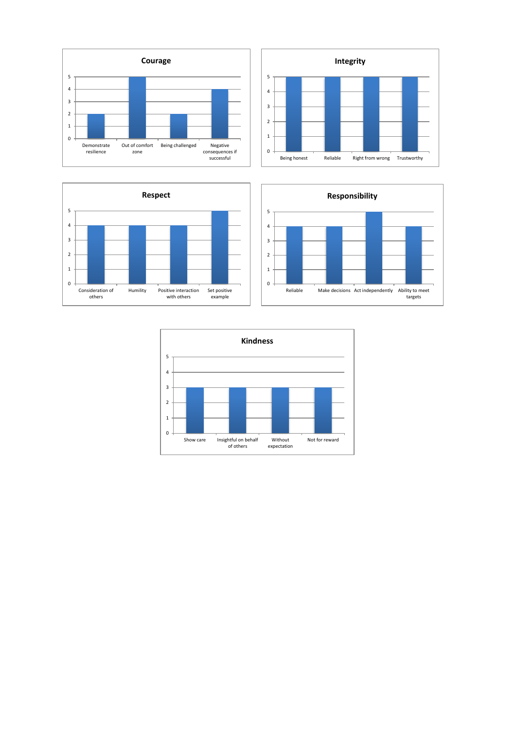## Courage

| Category | Value |
|---|---|
| Demonstrate resilience | 2 |
| Out of comfort zone | 5 |
| Being challenged | 2 |
| Negative consequences if successful | 4 |

## Integrity

| Category | Value |
|---|---|
| Being honest | 5 |
| Reliable | 5 |
| Right from wrong | 5 |
| Trustworthy | 5 |

## Respect

| Category | Value |
|---|---|
| Consideration of others | 4 |
| Humility | 4 |
| Positive interaction with others | 4 |
| Set positive example | 5 |

## Responsibility

| Category | Value |
|---|---|
| Reliable | 4 |
| Make decisions | 4 |
| Act independently | 5 |
| Ability to meet targets | 4 |

## Kindness

| Category | Value |
|---|---|
| Show care | 3 |
| Insightful on behalf of others | 3 |
| Without expectation | 3 |
| Not for reward | 3 |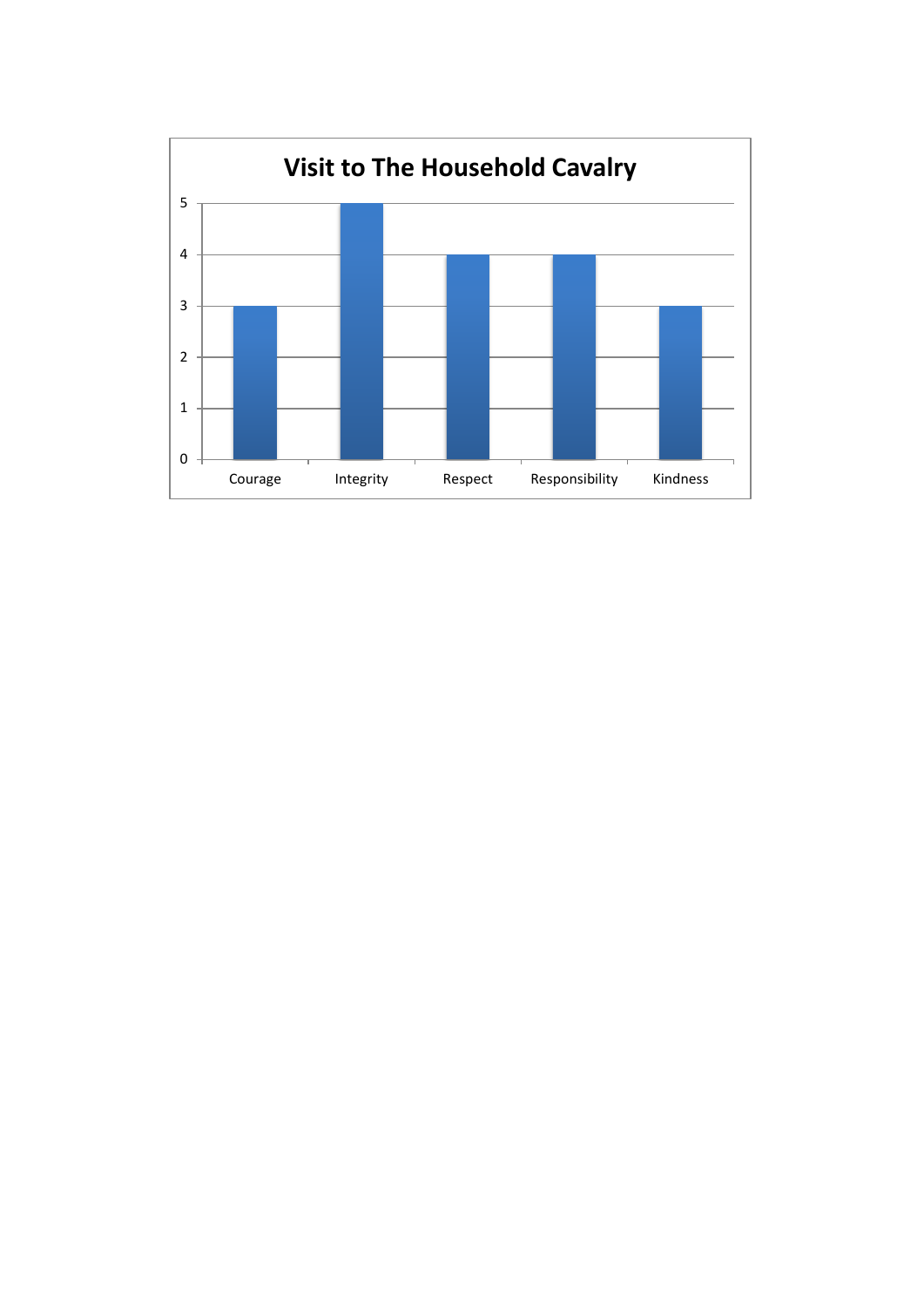**Visit to The Household Cavalry**

| Value | Score |
| --- | --- |
| Courage | 3 |
| Integrity | 5 |
| Respect | 4 |
| Responsibility | 4 |
| Kindness | 3 |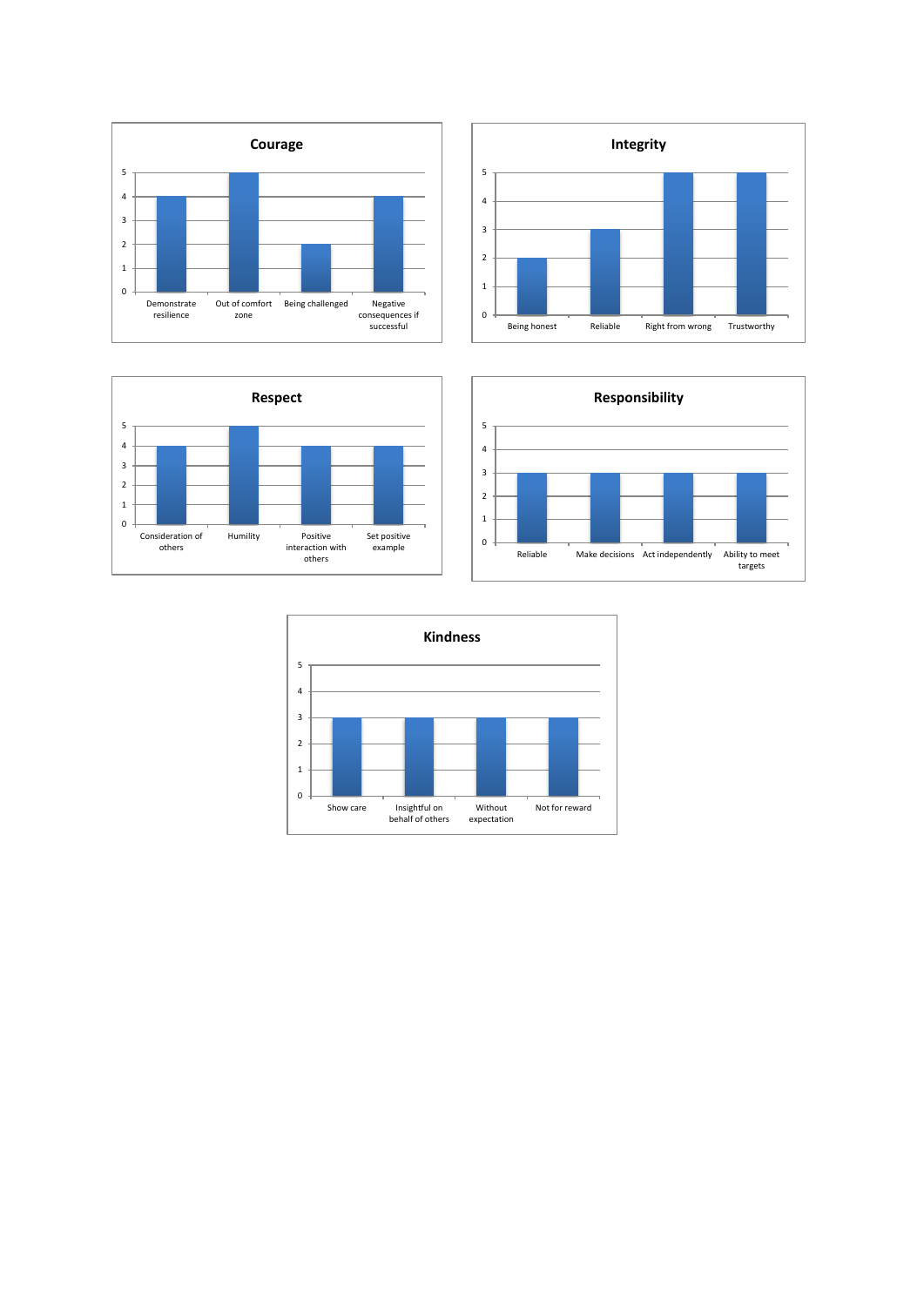## Courage

| Category | Value |
|---|---|
| Demonstrate resilience | 4 |
| Out of comfort zone | 5 |
| Being challenged | 2 |
| Negative consequences if successful | 4 |

## Integrity

| Category | Value |
|---|---|
| Being honest | 2 |
| Reliable | 3 |
| Right from wrong | 5 |
| Trustworthy | 5 |

## Respect

| Category | Value |
|---|---|
| Consideration of others | 4 |
| Humility | 5 |
| Positive interaction with others | 4 |
| Set positive example | 4 |

## Responsibility

| Category | Value |
|---|---|
| Reliable | 3 |
| Make decisions | 3 |
| Act independently | 3 |
| Ability to meet targets | 3 |

## Kindness

| Category | Value |
|---|---|
| Show care | 3 |
| Insightful on behalf of others | 3 |
| Without expectation | 3 |
| Not for reward | 3 |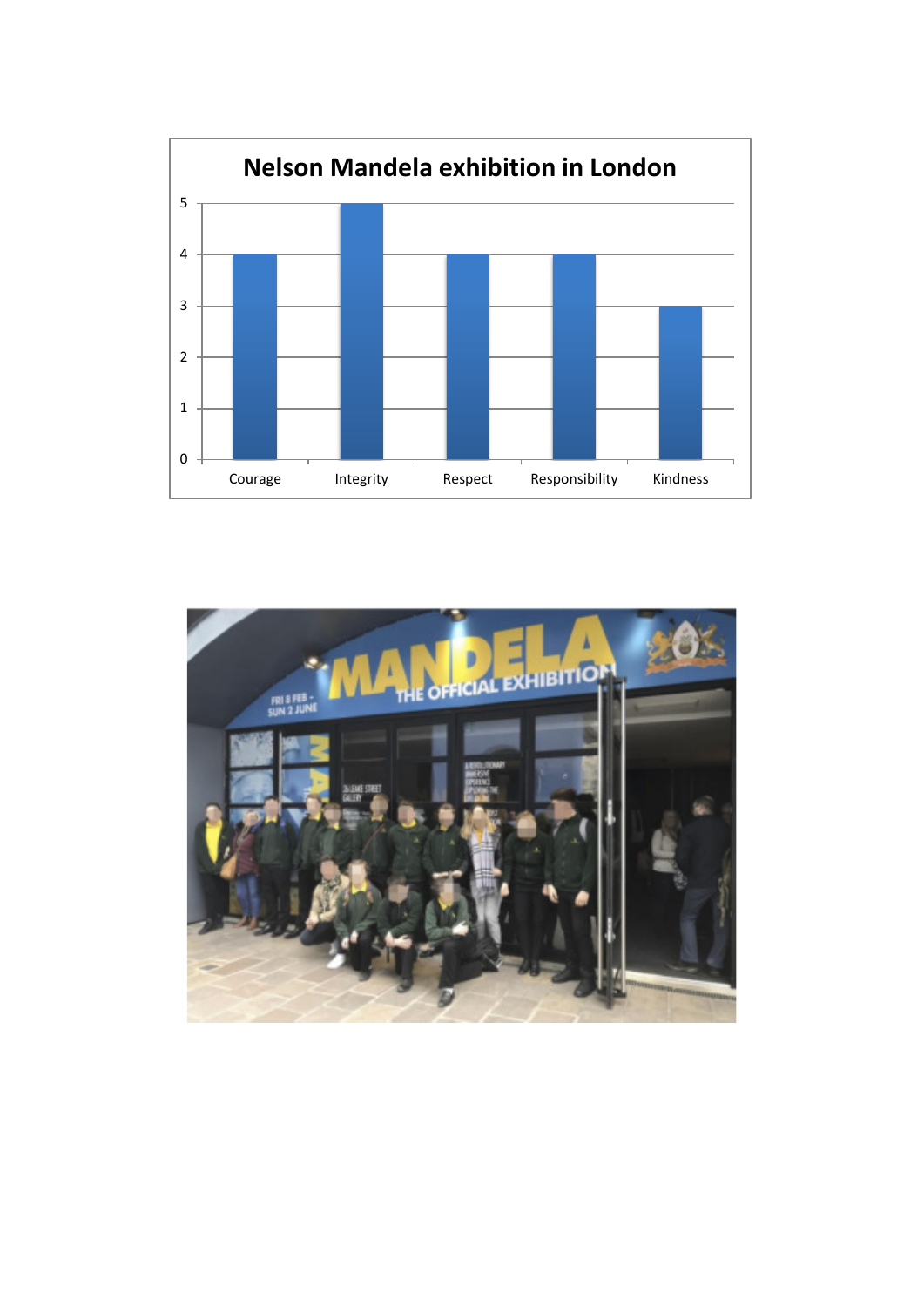**Nelson Mandela exhibition in London**

| Category | Value |
| --- | --- |
| Courage | 4 |
| Integrity | 5 |
| Respect | 4 |
| Responsibility | 4 |
| Kindness | 3 |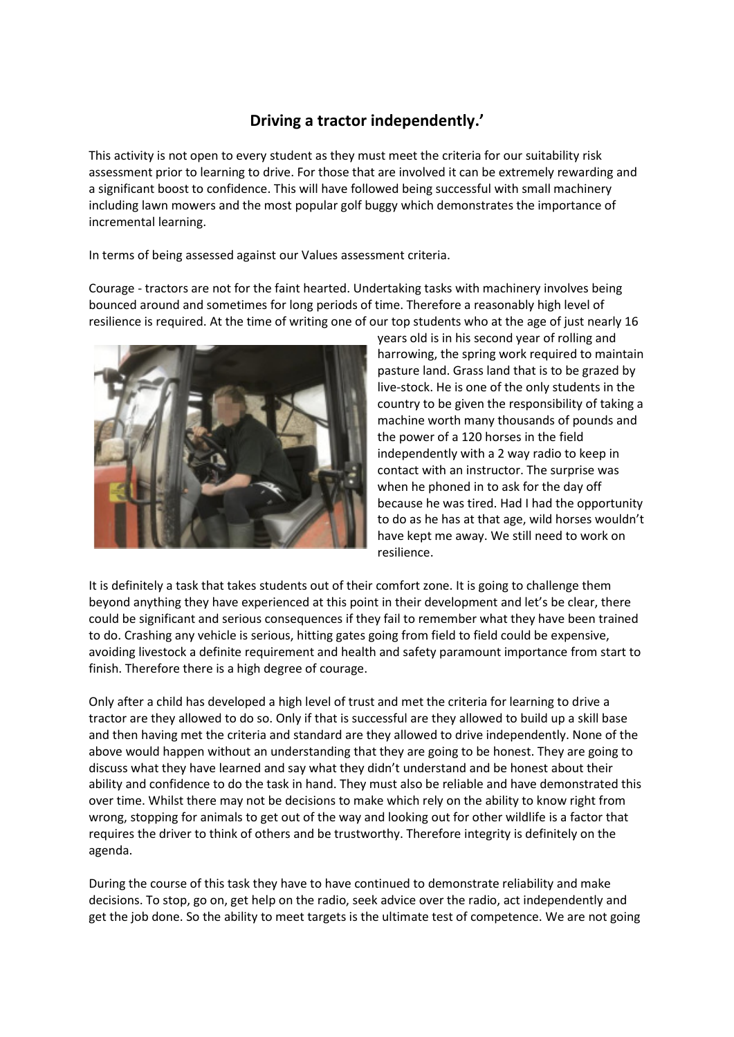# Driving a tractor independently.'

This activity is not open to every student as they must meet the criteria for our suitability risk assessment prior to learning to drive. For those that are involved it can be extremely rewarding and a significant boost to confidence. This will have followed being successful with small machinery including lawn mowers and the most popular golf buggy which demonstrates the importance of incremental learning.

In terms of being assessed against our Values assessment criteria.

Courage - tractors are not for the faint hearted. Undertaking tasks with machinery involves being bounced around and sometimes for long periods of time. Therefore a reasonably high level of resilience is required. At the time of writing one of our top students who at the age of just nearly 16 years old is in his second year of rolling and harrowing, the spring work required to maintain pasture land. Grass land that is to be grazed by live-stock. He is one of the only students in the country to be given the responsibility of taking a machine worth many thousands of pounds and the power of a 120 horses in the field independently with a 2 way radio to keep in contact with an instructor. The surprise was when he phoned in to ask for the day off because he was tired. Had I had the opportunity to do as he has at that age, wild horses wouldn't have kept me away. We still need to work on resilience.

It is definitely a task that takes students out of their comfort zone. It is going to challenge them beyond anything they have experienced at this point in their development and let's be clear, there could be significant and serious consequences if they fail to remember what they have been trained to do. Crashing any vehicle is serious, hitting gates going from field to field could be expensive, avoiding livestock a definite requirement and health and safety paramount importance from start to finish. Therefore there is a high degree of courage.

Only after a child has developed a high level of trust and met the criteria for learning to drive a tractor are they allowed to do so. Only if that is successful are they allowed to build up a skill base and then having met the criteria and standard are they allowed to drive independently. None of the above would happen without an understanding that they are going to be honest. They are going to discuss what they have learned and say what they didn't understand and be honest about their ability and confidence to do the task in hand. They must also be reliable and have demonstrated this over time. Whilst there may not be decisions to make which rely on the ability to know right from wrong, stopping for animals to get out of the way and looking out for other wildlife is a factor that requires the driver to think of others and be trustworthy. Therefore integrity is definitely on the agenda.

During the course of this task they have to have continued to demonstrate reliability and make decisions. To stop, go on, get help on the radio, seek advice over the radio, act independently and get the job done. So the ability to meet targets is the ultimate test of competence. We are not going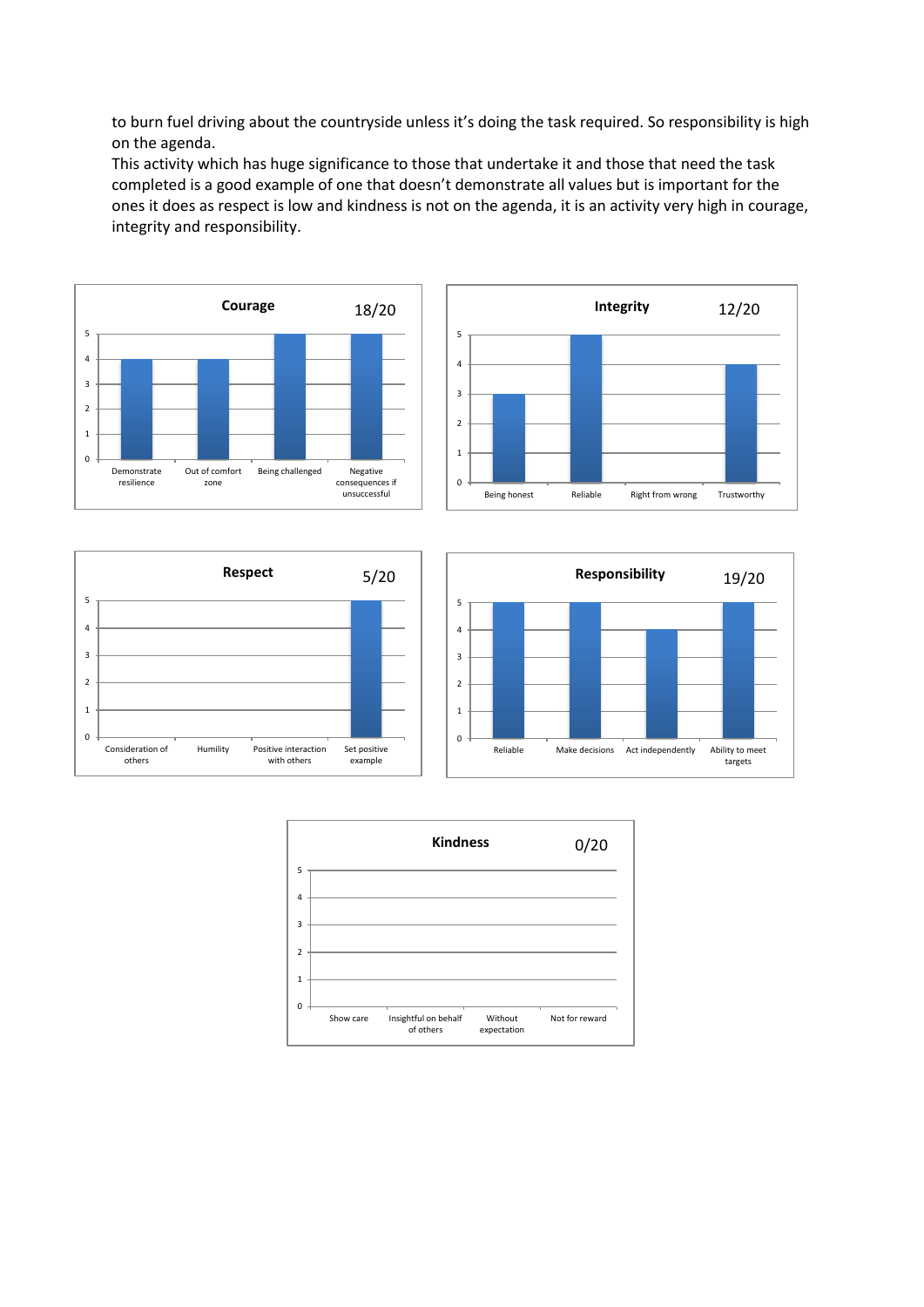to burn fuel driving about the countryside unless it's doing the task required. So responsibility is high on the agenda.

This activity which has huge significance to those that undertake it and those that need the task completed is a good example of one that doesn't demonstrate all values but is important for the ones it does as respect is low and kindness is not on the agenda, it is an activity very high in courage, integrity and responsibility.

**Courage** 18/20

| Demonstrate resilience | Out of comfort zone | Being challenged | Negative consequences if unsuccessful |
|---|---|---|---|
| 4 | 4 | 5 | 5 |

**Integrity** 12/20

| Being honest | Reliable | Right from wrong | Trustworthy |
|---|---|---|---|
| 3 | 5 | 0 | 4 |

**Respect** 5/20

| Consideration of others | Humility | Positive interaction with others | Set positive example |
|---|---|---|---|
| 0 | 0 | 0 | 5 |

**Responsibility** 19/20

| Reliable | Make decisions | Act independently | Ability to meet targets |
|---|---|---|---|
| 5 | 5 | 4 | 5 |

**Kindness** 0/20

| Show care | Insightful on behalf of others | Without expectation | Not for reward |
|---|---|---|---|
| 0 | 0 | 0 | 0 |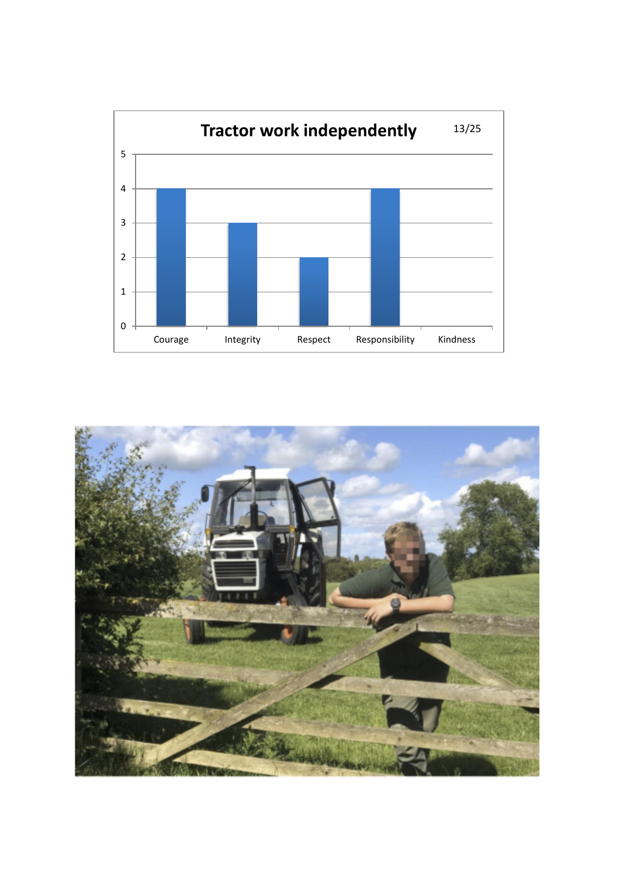## Tractor work independently

13/25

| | Courage | Integrity | Respect | Responsibility | Kindness |
|---|---|---|---|---|---|
| Score | 4 | 3 | 2 | 4 | 0 |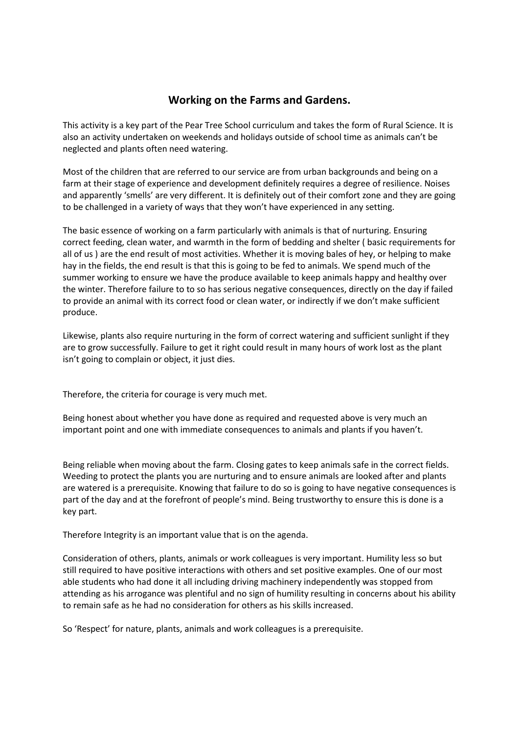## Working on the Farms and Gardens.

This activity is a key part of the Pear Tree School curriculum and takes the form of Rural Science. It is also an activity undertaken on weekends and holidays outside of school time as animals can't be neglected and plants often need watering.

Most of the children that are referred to our service are from urban backgrounds and being on a farm at their stage of experience and development definitely requires a degree of resilience. Noises and apparently 'smells' are very different. It is definitely out of their comfort zone and they are going to be challenged in a variety of ways that they won't have experienced in any setting.

The basic essence of working on a farm particularly with animals is that of nurturing. Ensuring correct feeding, clean water, and warmth in the form of bedding and shelter ( basic requirements for all of us ) are the end result of most activities. Whether it is moving bales of hey, or helping to make hay in the fields, the end result is that this is going to be fed to animals. We spend much of the summer working to ensure we have the produce available to keep animals happy and healthy over the winter. Therefore failure to to so has serious negative consequences, directly on the day if failed to provide an animal with its correct food or clean water, or indirectly if we don't make sufficient produce.

Likewise, plants also require nurturing in the form of correct watering and sufficient sunlight if they are to grow successfully. Failure to get it right could result in many hours of work lost as the plant isn't going to complain or object, it just dies.

Therefore, the criteria for courage is very much met.

Being honest about whether you have done as required and requested above is very much an important point and one with immediate consequences to animals and plants if you haven't.

Being reliable when moving about the farm. Closing gates to keep animals safe in the correct fields. Weeding to protect the plants you are nurturing and to ensure animals are looked after and plants are watered is a prerequisite. Knowing that failure to do so is going to have negative consequences is part of the day and at the forefront of people's mind. Being trustworthy to ensure this is done is a key part.

Therefore Integrity is an important value that is on the agenda.

Consideration of others, plants, animals or work colleagues is very important. Humility less so but still required to have positive interactions with others and set positive examples. One of our most able students who had done it all including driving machinery independently was stopped from attending as his arrogance was plentiful and no sign of humility resulting in concerns about his ability to remain safe as he had no consideration for others as his skills increased.

So 'Respect' for nature, plants, animals and work colleagues is a prerequisite.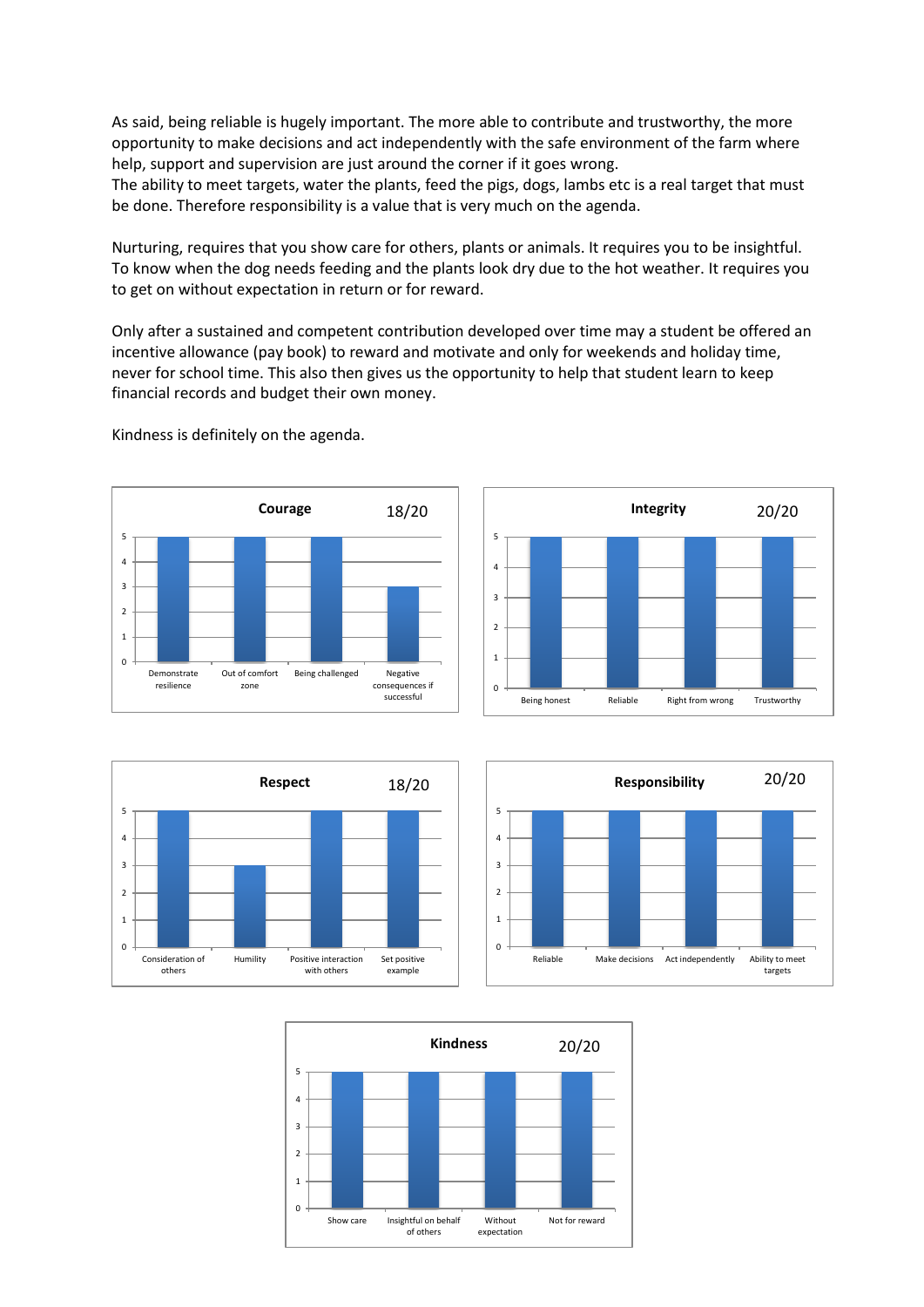As said, being reliable is hugely important. The more able to contribute and trustworthy, the more opportunity to make decisions and act independently with the safe environment of the farm where help, support and supervision are just around the corner if it goes wrong.
The ability to meet targets, water the plants, feed the pigs, dogs, lambs etc is a real target that must be done. Therefore responsibility is a value that is very much on the agenda.

Nurturing, requires that you show care for others, plants or animals. It requires you to be insightful. To know when the dog needs feeding and the plants look dry due to the hot weather. It requires you to get on without expectation in return or for reward.

Only after a sustained and competent contribution developed over time may a student be offered an incentive allowance (pay book) to reward and motivate and only for weekends and holiday time, never for school time. This also then gives us the opportunity to help that student learn to keep financial records and budget their own money.

Kindness is definitely on the agenda.

**Courage** 18/20

| Demonstrate resilience | Out of comfort zone | Being challenged | Negative consequences if successful |
|---|---|---|---|
| 5 | 5 | 5 | 3 |

**Integrity** 20/20

| Being honest | Reliable | Right from wrong | Trustworthy |
|---|---|---|---|
| 5 | 5 | 5 | 5 |

**Respect** 18/20

| Consideration of others | Humility | Positive interaction with others | Set positive example |
|---|---|---|---|
| 5 | 3 | 5 | 5 |

**Responsibility** 20/20

| Reliable | Make decisions | Act independently | Ability to meet targets |
|---|---|---|---|
| 5 | 5 | 5 | 5 |

**Kindness** 20/20

| Show care | Insightful on behalf of others | Without expectation | Not for reward |
|---|---|---|---|
| 5 | 5 | 5 | 5 |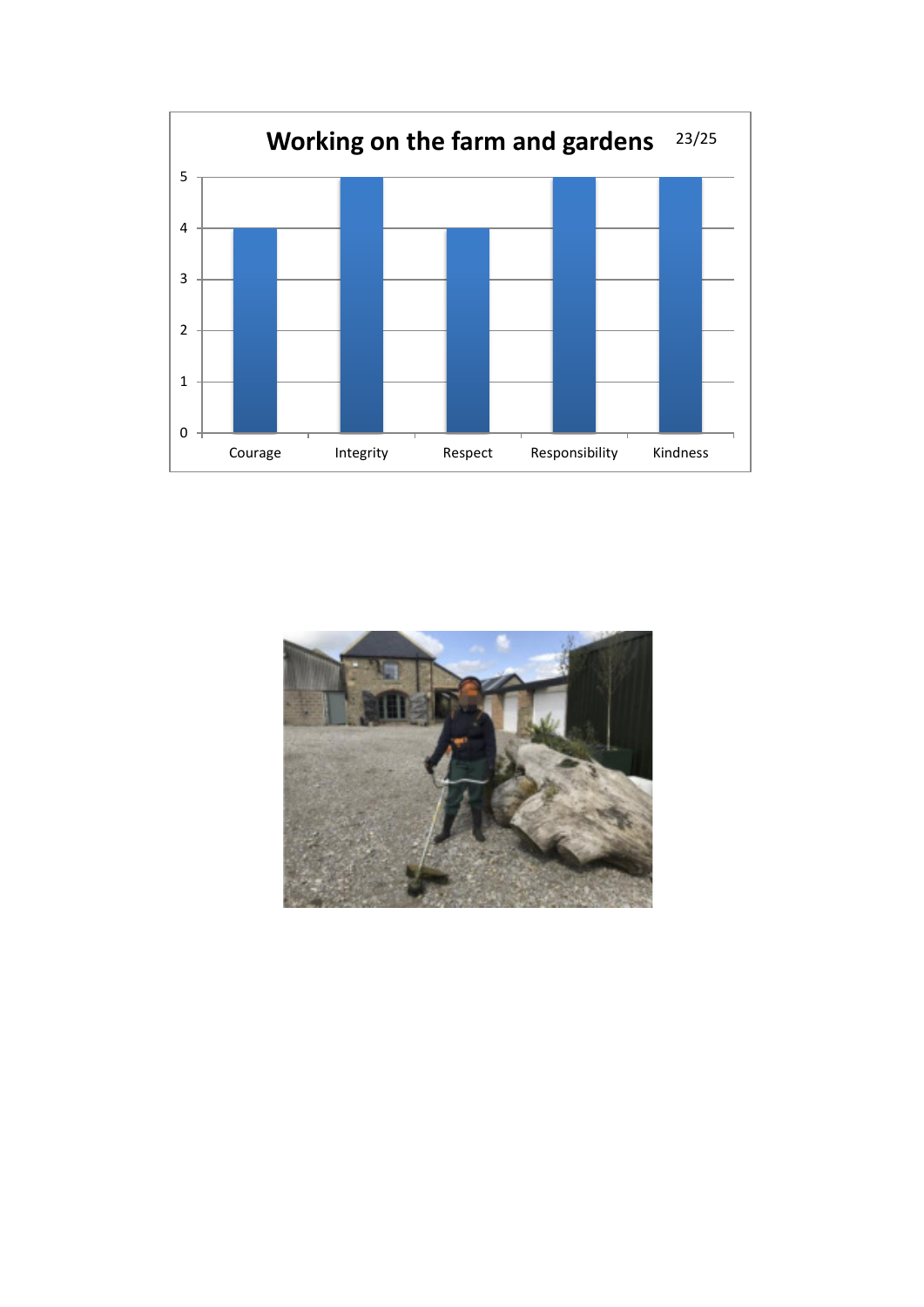## Working on the farm and gardens

23/25

| | Courage | Integrity | Respect | Responsibility | Kindness |
|---|---|---|---|---|---|
| Score | 4 | 5 | 4 | 5 | 5 |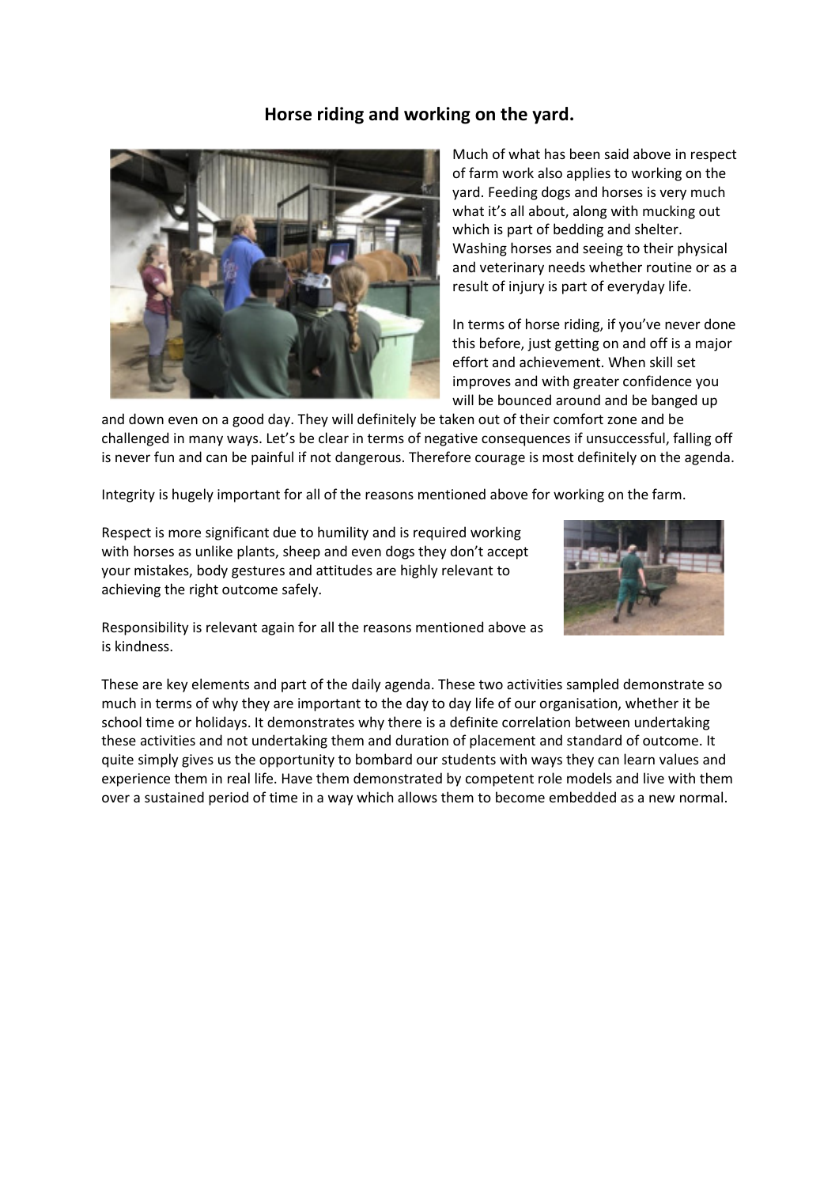## Horse riding and working on the yard.

Much of what has been said above in respect of farm work also applies to working on the yard. Feeding dogs and horses is very much what it's all about, along with mucking out which is part of bedding and shelter. Washing horses and seeing to their physical and veterinary needs whether routine or as a result of injury is part of everyday life.

In terms of horse riding, if you've never done this before, just getting on and off is a major effort and achievement. When skill set improves and with greater confidence you will be bounced around and be banged up and down even on a good day. They will definitely be taken out of their comfort zone and be challenged in many ways. Let's be clear in terms of negative consequences if unsuccessful, falling off is never fun and can be painful if not dangerous. Therefore courage is most definitely on the agenda.

Integrity is hugely important for all of the reasons mentioned above for working on the farm.

Respect is more significant due to humility and is required working with horses as unlike plants, sheep and even dogs they don't accept your mistakes, body gestures and attitudes are highly relevant to achieving the right outcome safely.

Responsibility is relevant again for all the reasons mentioned above as is kindness.

These are key elements and part of the daily agenda. These two activities sampled demonstrate so much in terms of why they are important to the day to day life of our organisation, whether it be school time or holidays. It demonstrates why there is a definite correlation between undertaking these activities and not undertaking them and duration of placement and standard of outcome. It quite simply gives us the opportunity to bombard our students with ways they can learn values and experience them in real life. Have them demonstrated by competent role models and live with them over a sustained period of time in a way which allows them to become embedded as a new normal.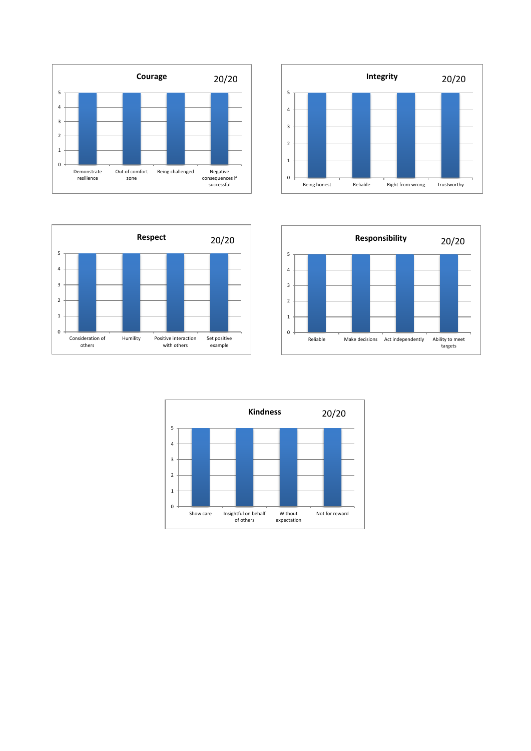**Courage** 20/20

| Criterion | Score |
|---|---|
| Demonstrate resilience | 5 |
| Out of comfort zone | 5 |
| Being challenged | 5 |
| Negative consequences if successful | 5 |

**Integrity** 20/20

| Criterion | Score |
|---|---|
| Being honest | 5 |
| Reliable | 5 |
| Right from wrong | 5 |
| Trustworthy | 5 |

**Respect** 20/20

| Criterion | Score |
|---|---|
| Consideration of others | 5 |
| Humility | 5 |
| Positive interaction with others | 5 |
| Set positive example | 5 |

**Responsibility** 20/20

| Criterion | Score |
|---|---|
| Reliable | 5 |
| Make decisions | 5 |
| Act independently | 5 |
| Ability to meet targets | 5 |

**Kindness** 20/20

| Criterion | Score |
|---|---|
| Show care | 5 |
| Insightful on behalf of others | 5 |
| Without expectation | 5 |
| Not for reward | 5 |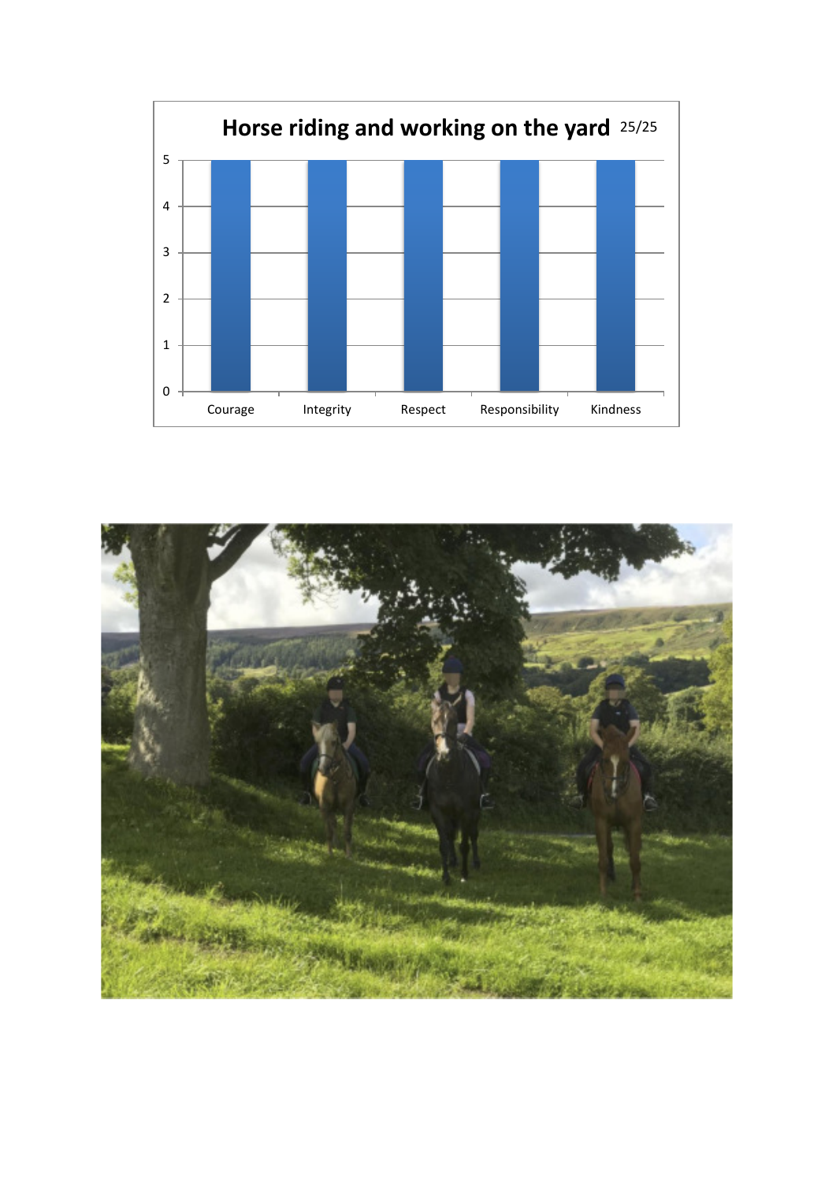**Horse riding and working on the yard** 25/25

| Value | Score |
| --- | --- |
| Courage | 5 |
| Integrity | 5 |
| Respect | 5 |
| Responsibility | 5 |
| Kindness | 5 |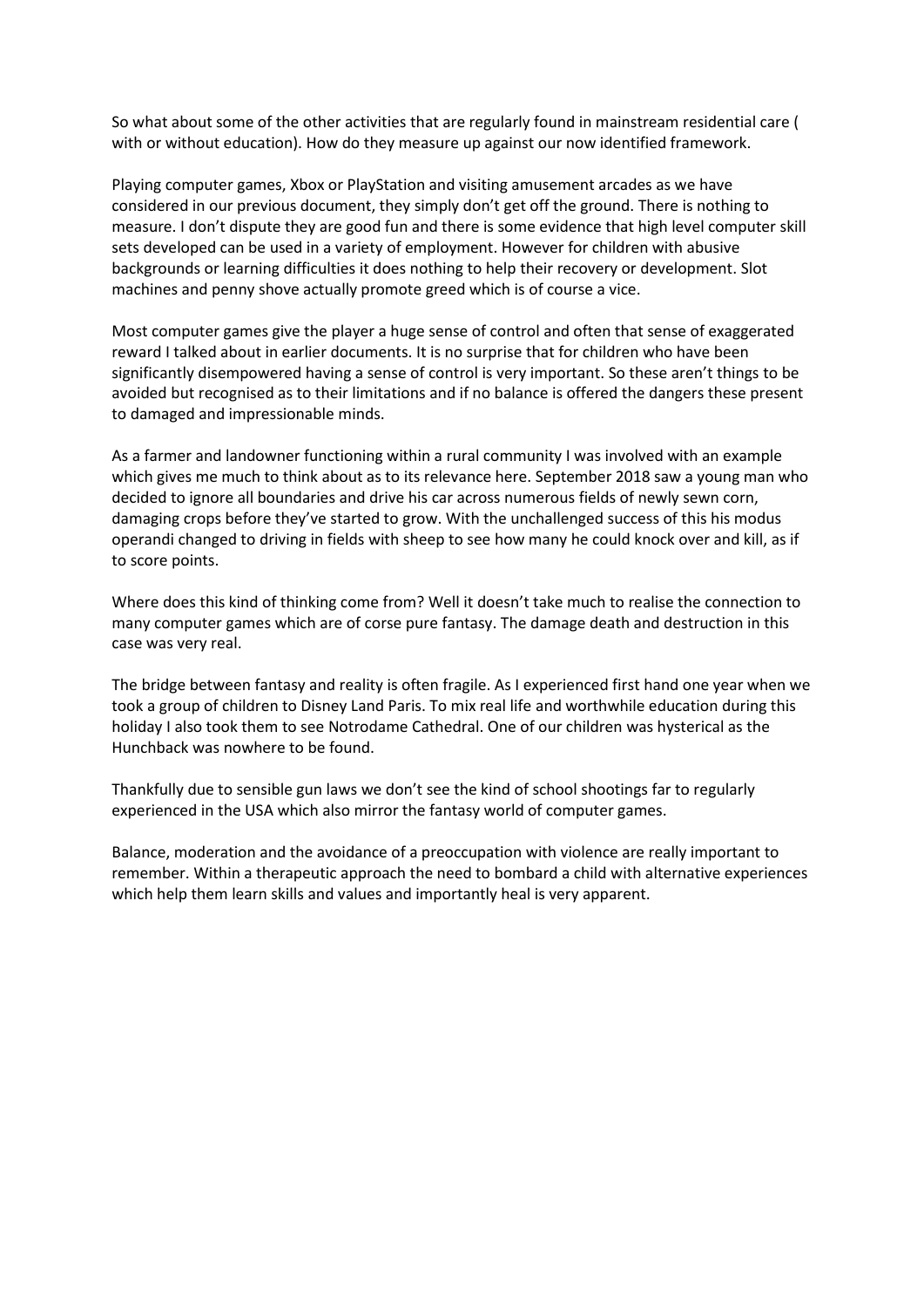So what about some of the other activities that are regularly found in mainstream residential care ( with or without education). How do they measure up against our now identified framework.

Playing computer games, Xbox or PlayStation and visiting amusement arcades as we have considered in our previous document, they simply don't get off the ground. There is nothing to measure. I don't dispute they are good fun and there is some evidence that high level computer skill sets developed can be used in a variety of employment. However for children with abusive backgrounds or learning difficulties it does nothing to help their recovery or development. Slot machines and penny shove actually promote greed which is of course a vice.

Most computer games give the player a huge sense of control and often that sense of exaggerated reward I talked about in earlier documents. It is no surprise that for children who have been significantly disempowered having a sense of control is very important. So these aren't things to be avoided but recognised as to their limitations and if no balance is offered the dangers these present to damaged and impressionable minds.

As a farmer and landowner functioning within a rural community I was involved with an example which gives me much to think about as to its relevance here. September 2018 saw a young man who decided to ignore all boundaries and drive his car across numerous fields of newly sewn corn, damaging crops before they've started to grow. With the unchallenged success of this his modus operandi changed to driving in fields with sheep to see how many he could knock over and kill, as if to score points.

Where does this kind of thinking come from? Well it doesn't take much to realise the connection to many computer games which are of corse pure fantasy. The damage death and destruction in this case was very real.

The bridge between fantasy and reality is often fragile. As I experienced first hand one year when we took a group of children to Disney Land Paris. To mix real life and worthwhile education during this holiday I also took them to see Notrodame Cathedral. One of our children was hysterical as the Hunchback was nowhere to be found.

Thankfully due to sensible gun laws we don't see the kind of school shootings far to regularly experienced in the USA which also mirror the fantasy world of computer games.

Balance, moderation and the avoidance of a preoccupation with violence are really important to remember. Within a therapeutic approach the need to bombard a child with alternative experiences which help them learn skills and values and importantly heal is very apparent.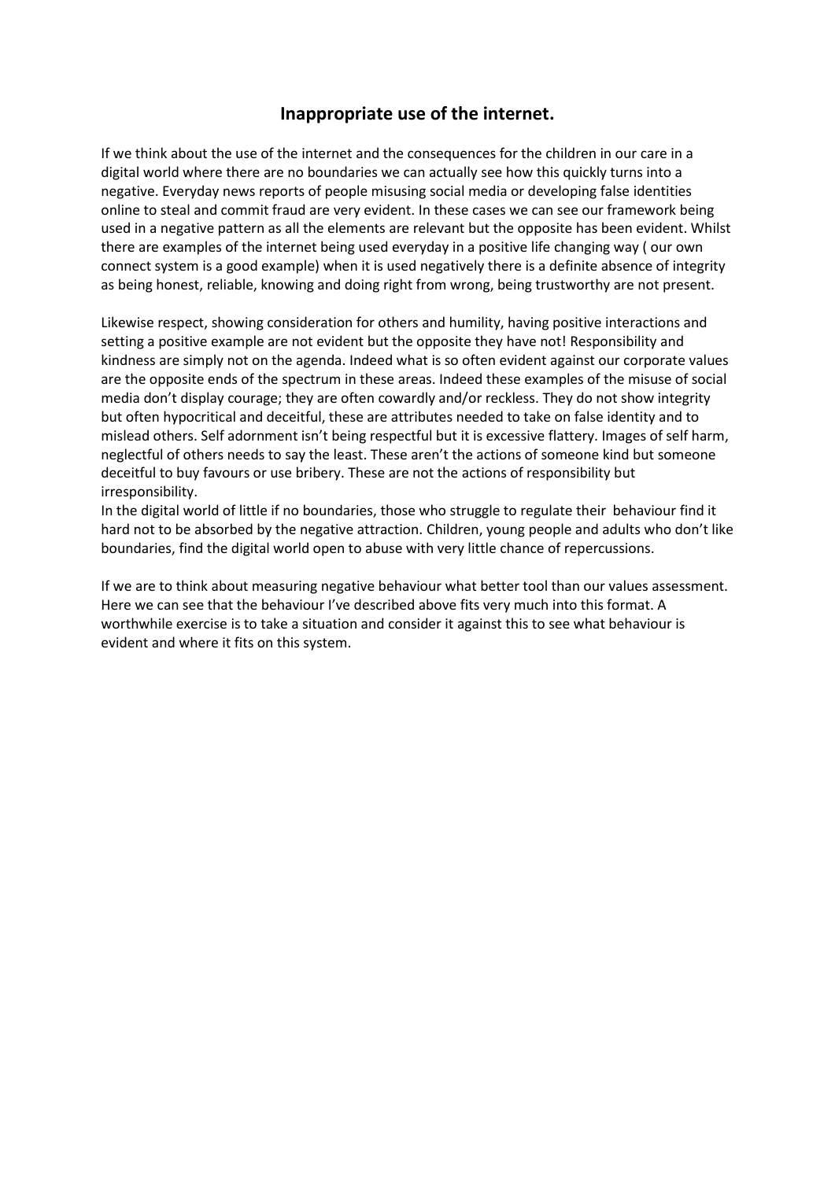## Inappropriate use of the internet.

If we think about the use of the internet and the consequences for the children in our care in a digital world where there are no boundaries we can actually see how this quickly turns into a negative. Everyday news reports of people misusing social media or developing false identities online to steal and commit fraud are very evident. In these cases we can see our framework being used in a negative pattern as all the elements are relevant but the opposite has been evident. Whilst there are examples of the internet being used everyday in a positive life changing way ( our own connect system is a good example) when it is used negatively there is a definite absence of integrity as being honest, reliable, knowing and doing right from wrong, being trustworthy are not present.

Likewise respect, showing consideration for others and humility, having positive interactions and setting a positive example are not evident but the opposite they have not! Responsibility and kindness are simply not on the agenda. Indeed what is so often evident against our corporate values are the opposite ends of the spectrum in these areas. Indeed these examples of the misuse of social media don't display courage; they are often cowardly and/or reckless. They do not show integrity but often hypocritical and deceitful, these are attributes needed to take on false identity and to mislead others. Self adornment isn't being respectful but it is excessive flattery. Images of self harm, neglectful of others needs to say the least. These aren't the actions of someone kind but someone deceitful to buy favours or use bribery. These are not the actions of responsibility but irresponsibility.
In the digital world of little if no boundaries, those who struggle to regulate their behaviour find it hard not to be absorbed by the negative attraction. Children, young people and adults who don't like boundaries, find the digital world open to abuse with very little chance of repercussions.

If we are to think about measuring negative behaviour what better tool than our values assessment. Here we can see that the behaviour I've described above fits very much into this format. A worthwhile exercise is to take a situation and consider it against this to see what behaviour is evident and where it fits on this system.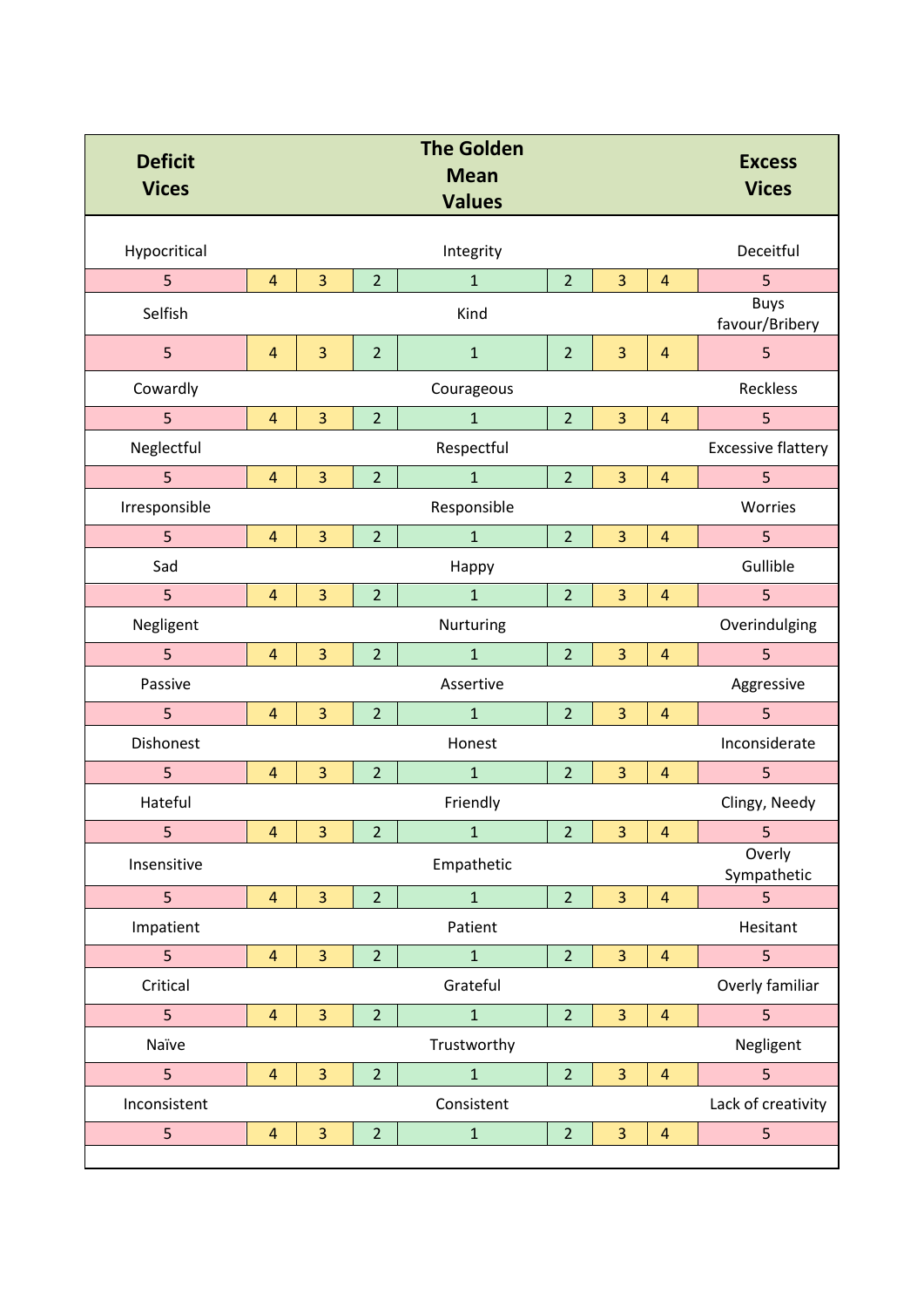| Deficit Vices | | | | The Golden Mean Values | | | | Excess Vices |
|---|---|---|---|---|---|---|---|---|
| Hypocritical | | | | Integrity | | | | Deceitful |
| 5 | 4 | 3 | 2 | 1 | 2 | 3 | 4 | 5 |
| Selfish | | | | Kind | | | | Buys favour/Bribery |
| 5 | 4 | 3 | 2 | 1 | 2 | 3 | 4 | 5 |
| Cowardly | | | | Courageous | | | | Reckless |
| 5 | 4 | 3 | 2 | 1 | 2 | 3 | 4 | 5 |
| Neglectful | | | | Respectful | | | | Excessive flattery |
| 5 | 4 | 3 | 2 | 1 | 2 | 3 | 4 | 5 |
| Irresponsible | | | | Responsible | | | | Worries |
| 5 | 4 | 3 | 2 | 1 | 2 | 3 | 4 | 5 |
| Sad | | | | Happy | | | | Gullible |
| 5 | 4 | 3 | 2 | 1 | 2 | 3 | 4 | 5 |
| Negligent | | | | Nurturing | | | | Overindulging |
| 5 | 4 | 3 | 2 | 1 | 2 | 3 | 4 | 5 |
| Passive | | | | Assertive | | | | Aggressive |
| 5 | 4 | 3 | 2 | 1 | 2 | 3 | 4 | 5 |
| Dishonest | | | | Honest | | | | Inconsiderate |
| 5 | 4 | 3 | 2 | 1 | 2 | 3 | 4 | 5 |
| Hateful | | | | Friendly | | | | Clingy, Needy |
| 5 | 4 | 3 | 2 | 1 | 2 | 3 | 4 | 5 |
| Insensitive | | | | Empathetic | | | | Overly Sympathetic |
| 5 | 4 | 3 | 2 | 1 | 2 | 3 | 4 | 5 |
| Impatient | | | | Patient | | | | Hesitant |
| 5 | 4 | 3 | 2 | 1 | 2 | 3 | 4 | 5 |
| Critical | | | | Grateful | | | | Overly familiar |
| 5 | 4 | 3 | 2 | 1 | 2 | 3 | 4 | 5 |
| Naïve | | | | Trustworthy | | | | Negligent |
| 5 | 4 | 3 | 2 | 1 | 2 | 3 | 4 | 5 |
| Inconsistent | | | | Consistent | | | | Lack of creativity |
| 5 | 4 | 3 | 2 | 1 | 2 | 3 | 4 | 5 |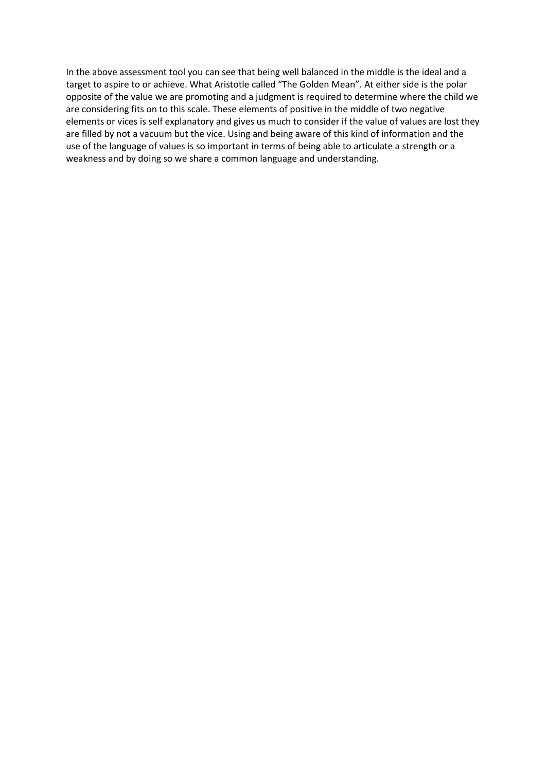In the above assessment tool you can see that being well balanced in the middle is the ideal and a target to aspire to or achieve. What Aristotle called "The Golden Mean". At either side is the polar opposite of the value we are promoting and a judgment is required to determine where the child we are considering fits on to this scale. These elements of positive in the middle of two negative elements or vices is self explanatory and gives us much to consider if the value of values are lost they are filled by not a vacuum but the vice. Using and being aware of this kind of information and the use of the language of values is so important in terms of being able to articulate a strength or a weakness and by doing so we share a common language and understanding.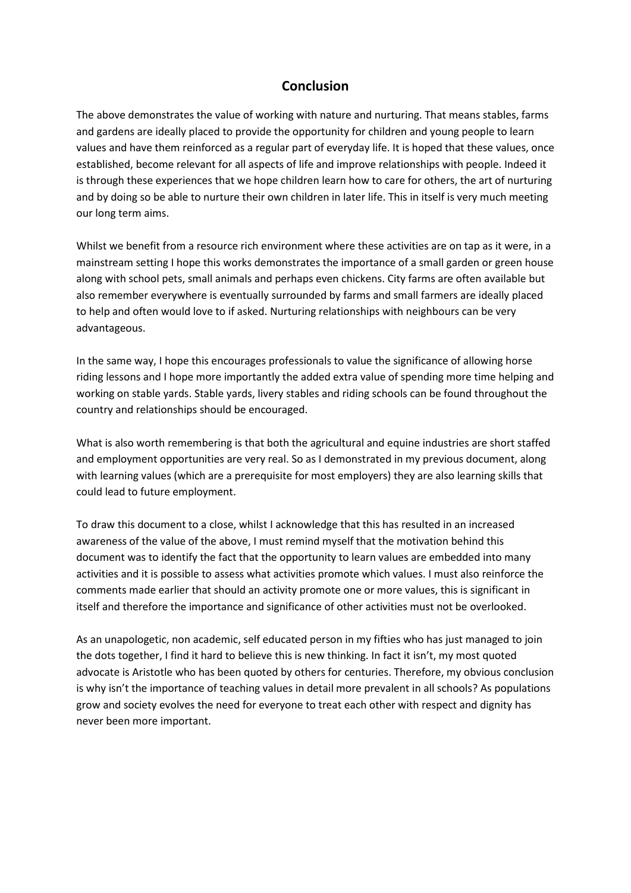## Conclusion

The above demonstrates the value of working with nature and nurturing. That means stables, farms and gardens are ideally placed to provide the opportunity for children and young people to learn values and have them reinforced as a regular part of everyday life. It is hoped that these values, once established, become relevant for all aspects of life and improve relationships with people. Indeed it is through these experiences that we hope children learn how to care for others, the art of nurturing and by doing so be able to nurture their own children in later life. This in itself is very much meeting our long term aims.

Whilst we benefit from a resource rich environment where these activities are on tap as it were, in a mainstream setting I hope this works demonstrates the importance of a small garden or green house along with school pets, small animals and perhaps even chickens. City farms are often available but also remember everywhere is eventually surrounded by farms and small farmers are ideally placed to help and often would love to if asked. Nurturing relationships with neighbours can be very advantageous.

In the same way, I hope this encourages professionals to value the significance of allowing horse riding lessons and I hope more importantly the added extra value of spending more time helping and working on stable yards. Stable yards, livery stables and riding schools can be found throughout the country and relationships should be encouraged.

What is also worth remembering is that both the agricultural and equine industries are short staffed and employment opportunities are very real. So as I demonstrated in my previous document, along with learning values (which are a prerequisite for most employers) they are also learning skills that could lead to future employment.

To draw this document to a close, whilst I acknowledge that this has resulted in an increased awareness of the value of the above, I must remind myself that the motivation behind this document was to identify the fact that the opportunity to learn values are embedded into many activities and it is possible to assess what activities promote which values. I must also reinforce the comments made earlier that should an activity promote one or more values, this is significant in itself and therefore the importance and significance of other activities must not be overlooked.

As an unapologetic, non academic, self educated person in my fifties who has just managed to join the dots together, I find it hard to believe this is new thinking. In fact it isn't, my most quoted advocate is Aristotle who has been quoted by others for centuries. Therefore, my obvious conclusion is why isn't the importance of teaching values in detail more prevalent in all schools? As populations grow and society evolves the need for everyone to treat each other with respect and dignity has never been more important.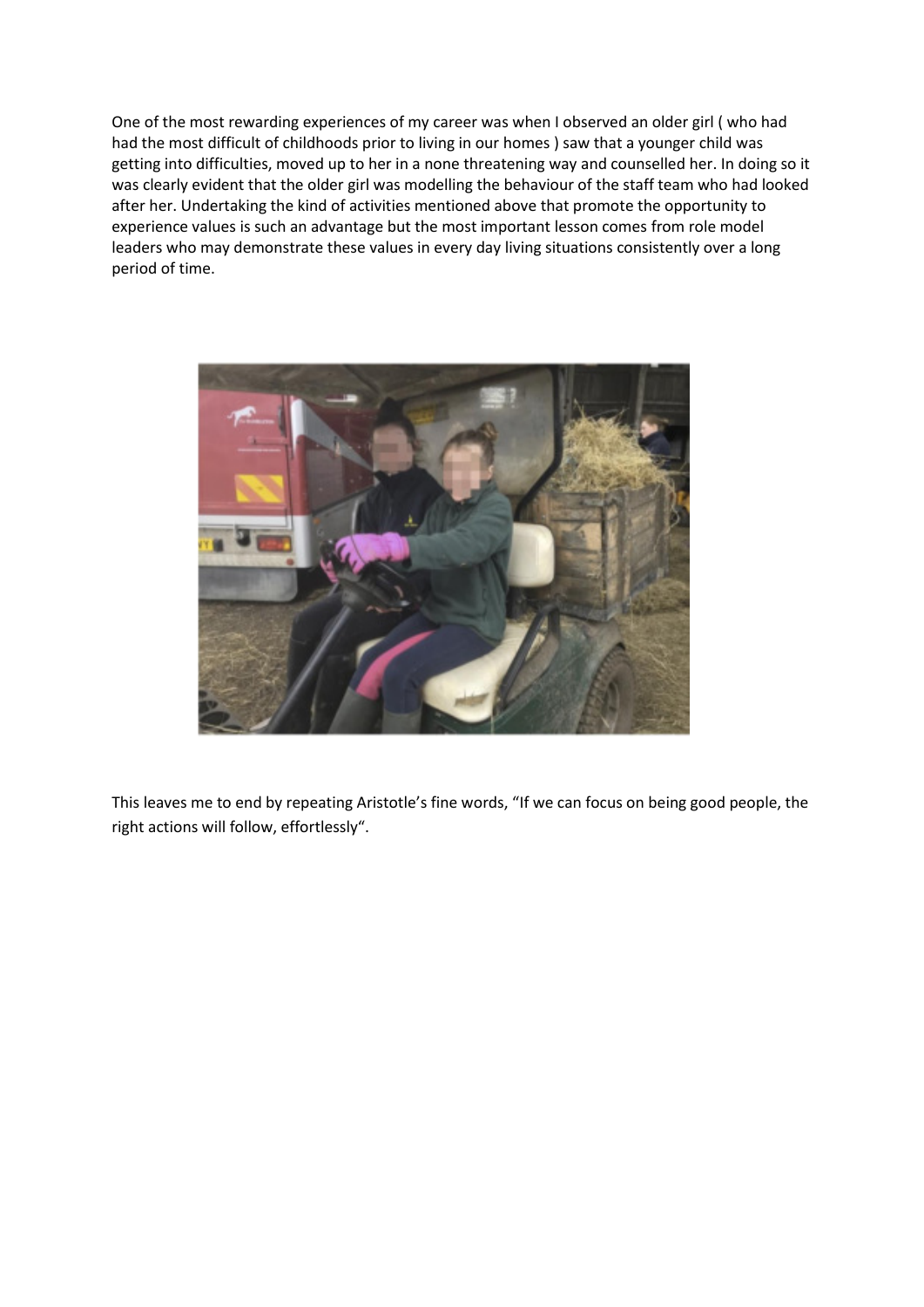One of the most rewarding experiences of my career was when I observed an older girl ( who had had the most difficult of childhoods prior to living in our homes ) saw that a younger child was getting into difficulties, moved up to her in a none threatening way and counselled her. In doing so it was clearly evident that the older girl was modelling the behaviour of the staff team who had looked after her. Undertaking the kind of activities mentioned above that promote the opportunity to experience values is such an advantage but the most important lesson comes from role model leaders who may demonstrate these values in every day living situations consistently over a long period of time.

This leaves me to end by repeating Aristotle's fine words, "If we can focus on being good people, the right actions will follow, effortlessly".